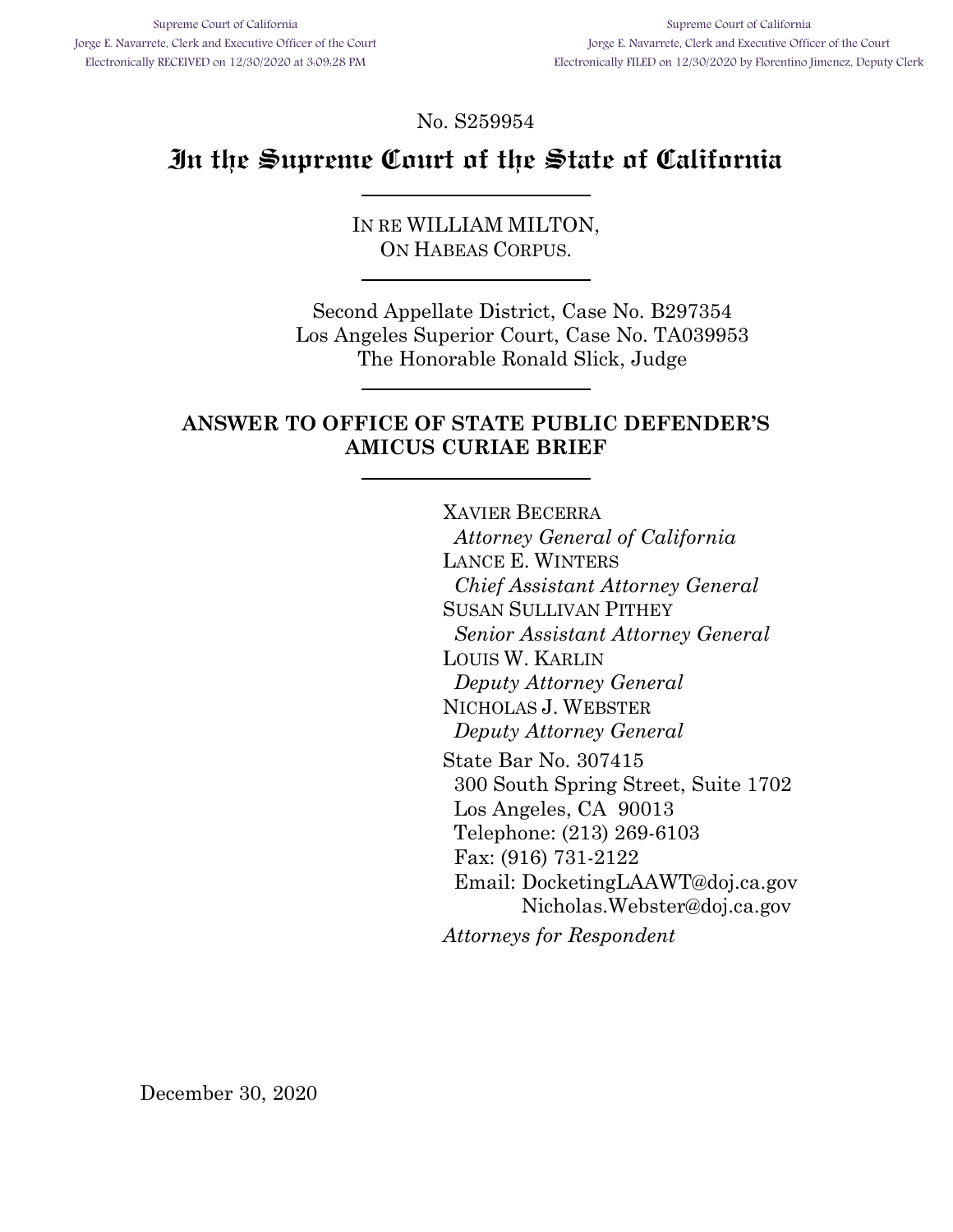Supreme Court of California
Jorge E. Navarrete, Clerk and Executive Officer of the Court
Electronically RECEIVED on 12/30/2020 at 3:09:28 PM

Supreme Court of California
Jorge E. Navarrete, Clerk and Executive Officer of the Court
Electronically FILED on 12/30/2020 by Florentino Jimenez, Deputy Clerk

No. S259954

# In the Supreme Court of the State of California

---

IN RE WILLIAM MILTON,
ON HABEAS CORPUS.

---

Second Appellate District, Case No. B297354
Los Angeles Superior Court, Case No. TA039953
The Honorable Ronald Slick, Judge

---

**ANSWER TO OFFICE OF STATE PUBLIC DEFENDER'S AMICUS CURIAE BRIEF**

---

XAVIER BECERRA
*Attorney General of California*
LANCE E. WINTERS
*Chief Assistant Attorney General*
SUSAN SULLIVAN PITHEY
*Senior Assistant Attorney General*
LOUIS W. KARLIN
*Deputy Attorney General*
NICHOLAS J. WEBSTER
*Deputy Attorney General*
State Bar No. 307415
300 South Spring Street, Suite 1702
Los Angeles, CA 90013
Telephone: (213) 269-6103
Fax: (916) 731-2122
Email: DocketingLAAWT@doj.ca.gov
Nicholas.Webster@doj.ca.gov
*Attorneys for Respondent*

December 30, 2020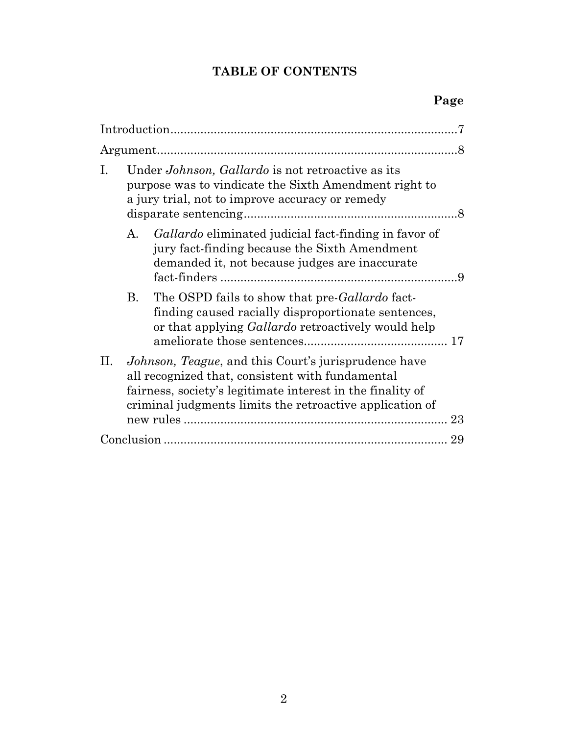# TABLE OF CONTENTS

**Page**

Introduction......................................................................................7

Argument..........................................................................................8

I. Under *Johnson, Gallardo* is not retroactive as its purpose was to vindicate the Sixth Amendment right to a jury trial, not to improve accuracy or remedy disparate sentencing................................................................8

   A. *Gallardo* eliminated judicial fact-finding in favor of jury fact-finding because the Sixth Amendment demanded it, not because judges are inaccurate fact-finders .......................................................................9

   B. The OSPD fails to show that pre-*Gallardo* fact-finding caused racially disproportionate sentences, or that applying *Gallardo* retroactively would help ameliorate those sentences........................................... 17

II. *Johnson, Teague*, and this Court's jurisprudence have all recognized that, consistent with fundamental fairness, society's legitimate interest in the finality of criminal judgments limits the retroactive application of new rules ............................................................................ 23

Conclusion .................................................................................... 29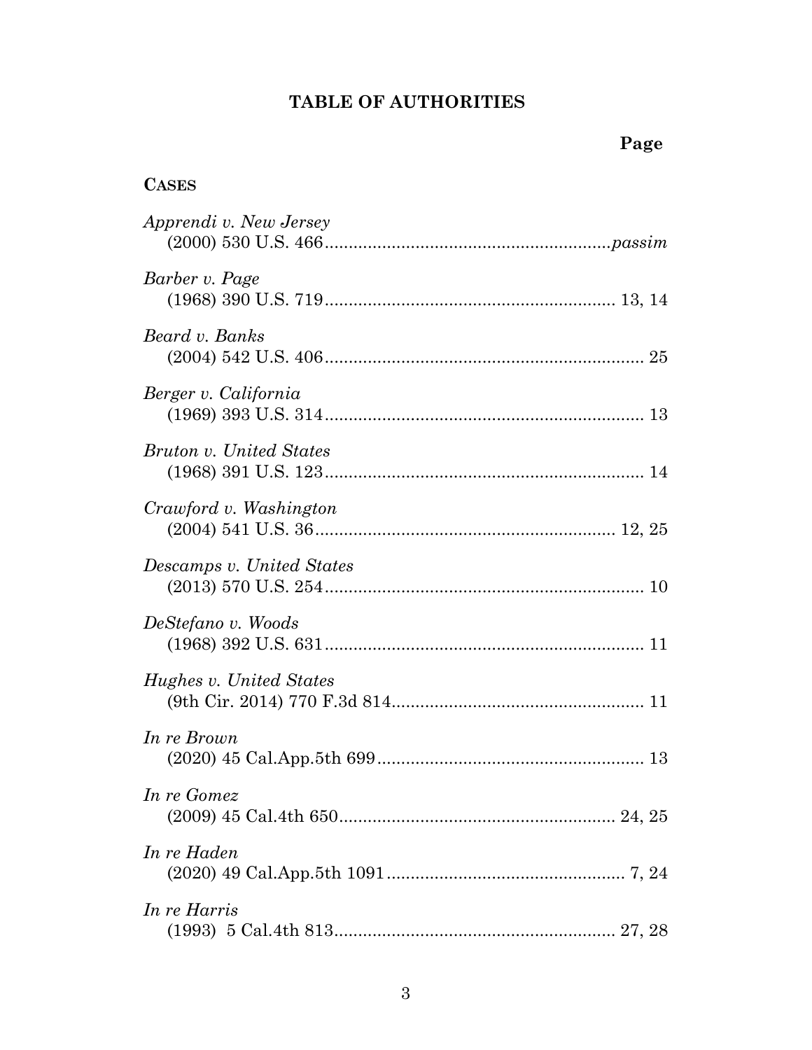# TABLE OF AUTHORITIES

**Page**

**CASES**

*Apprendi v. New Jersey*
(2000) 530 U.S. 466 ........................................................... *passim*

*Barber v. Page*
(1968) 390 U.S. 719 ........................................................... 13, 14

*Beard v. Banks*
(2004) 542 U.S. 406 ........................................................... 25

*Berger v. California*
(1969) 393 U.S. 314 ........................................................... 13

*Bruton v. United States*
(1968) 391 U.S. 123 ........................................................... 14

*Crawford v. Washington*
(2004) 541 U.S. 36 ............................................................. 12, 25

*Descamps v. United States*
(2013) 570 U.S. 254 ........................................................... 10

*DeStefano v. Woods*
(1968) 392 U.S. 631 ........................................................... 11

*Hughes v. United States*
(9th Cir. 2014) 770 F.3d 814 .............................................. 11

*In re Brown*
(2020) 45 Cal.App.5th 699 .................................................. 13

*In re Gomez*
(2009) 45 Cal.4th 650 ......................................................... 24, 25

*In re Haden*
(2020) 49 Cal.App.5th 1091 ................................................ 7, 24

*In re Harris*
(1993) 5 Cal.4th 813 ........................................................... 27, 28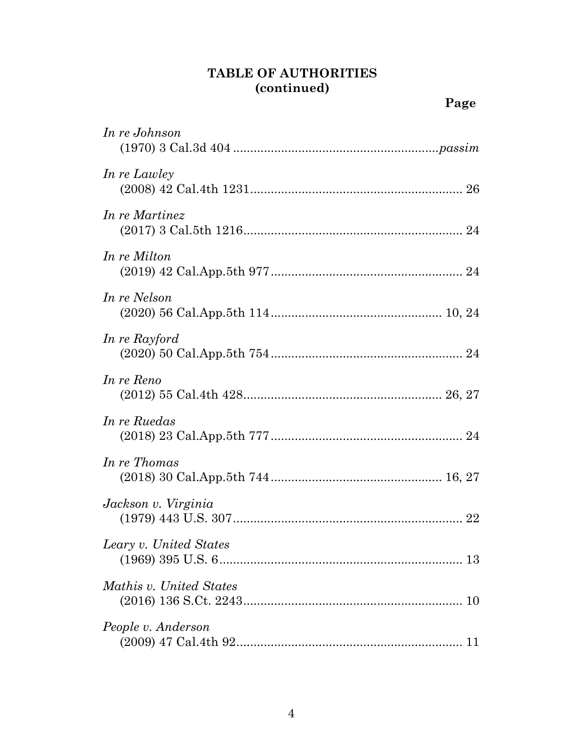## TABLE OF AUTHORITIES (continued)

**Page**

*In re Johnson*
(1970) 3 Cal.3d 404 .......................................................... *passim*

*In re Lawley*
(2008) 42 Cal.4th 1231 ............................................................. 26

*In re Martinez*
(2017) 3 Cal.5th 1216 ............................................................... 24

*In re Milton*
(2019) 42 Cal.App.5th 977 ....................................................... 24

*In re Nelson*
(2020) 56 Cal.App.5th 114 ................................................. 10, 24

*In re Rayford*
(2020) 50 Cal.App.5th 754 ....................................................... 24

*In re Reno*
(2012) 55 Cal.4th 428 ......................................................... 26, 27

*In re Ruedas*
(2018) 23 Cal.App.5th 777 ....................................................... 24

*In re Thomas*
(2018) 30 Cal.App.5th 744 ................................................. 16, 27

*Jackson v. Virginia*
(1979) 443 U.S. 307 .................................................................. 22

*Leary v. United States*
(1969) 395 U.S. 6 ...................................................................... 13

*Mathis v. United States*
(2016) 136 S.Ct. 2243 ............................................................... 10

*People v. Anderson*
(2009) 47 Cal.4th 92 ................................................................. 11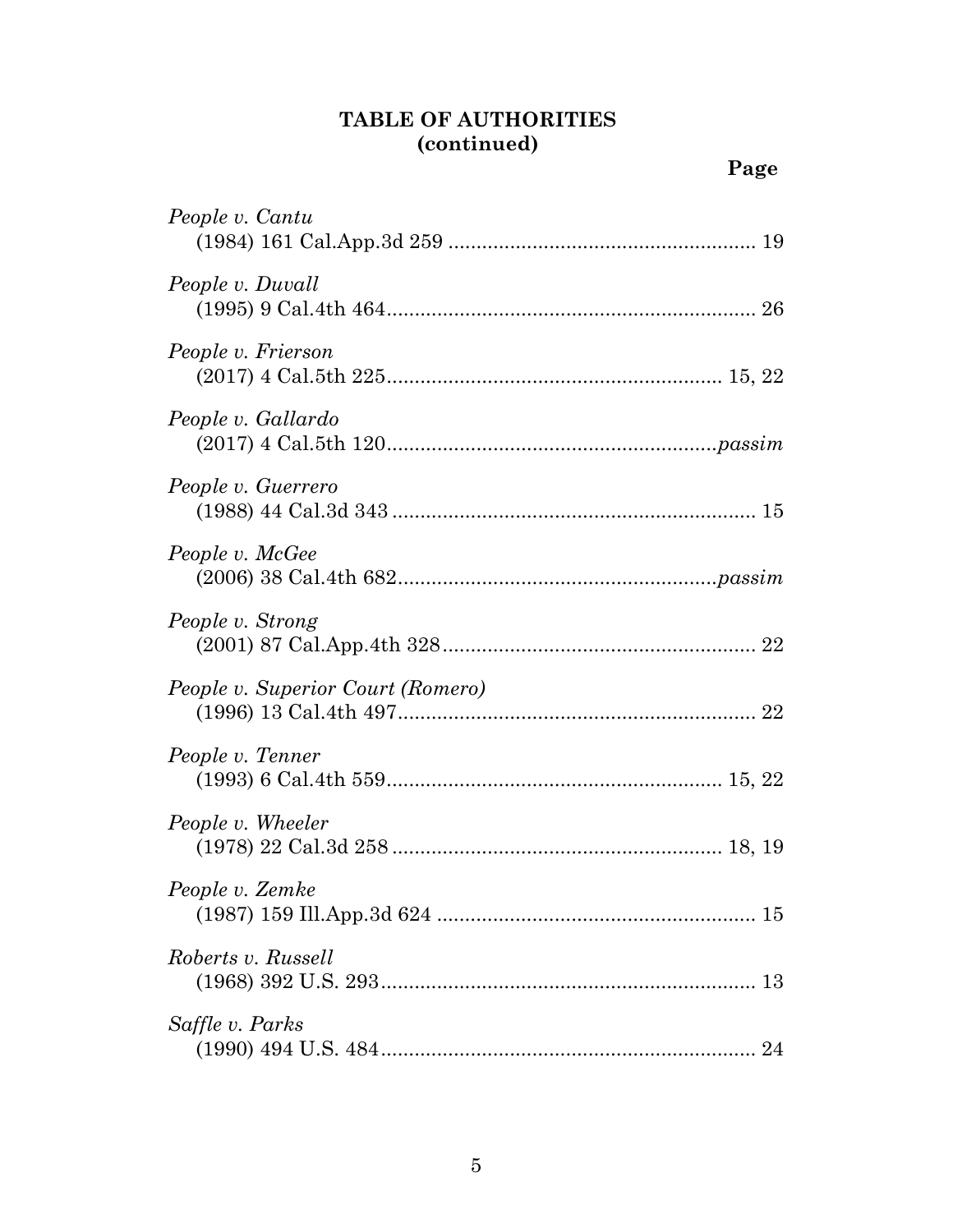**TABLE OF AUTHORITIES (continued)**

**Page**

*People v. Cantu*
(1984) 161 Cal.App.3d 259 ...................................................... 19

*People v. Duvall*
(1995) 9 Cal.4th 464................................................................ 26

*People v. Frierson*
(2017) 4 Cal.5th 225........................................................... 15, 22

*People v. Gallardo*
(2017) 4 Cal.5th 120...........................................................*passim*

*People v. Guerrero*
(1988) 44 Cal.3d 343 ................................................................ 15

*People v. McGee*
(2006) 38 Cal.4th 682.........................................................*passim*

*People v. Strong*
(2001) 87 Cal.App.4th 328....................................................... 22

*People v. Superior Court (Romero)*
(1996) 13 Cal.4th 497................................................................ 22

*People v. Tenner*
(1993) 6 Cal.4th 559........................................................... 15, 22

*People v. Wheeler*
(1978) 22 Cal.3d 258 .......................................................... 18, 19

*People v. Zemke*
(1987) 159 Ill.App.3d 624 ........................................................ 15

*Roberts v. Russell*
(1968) 392 U.S. 293.................................................................. 13

*Saffle v. Parks*
(1990) 494 U.S. 484.................................................................. 24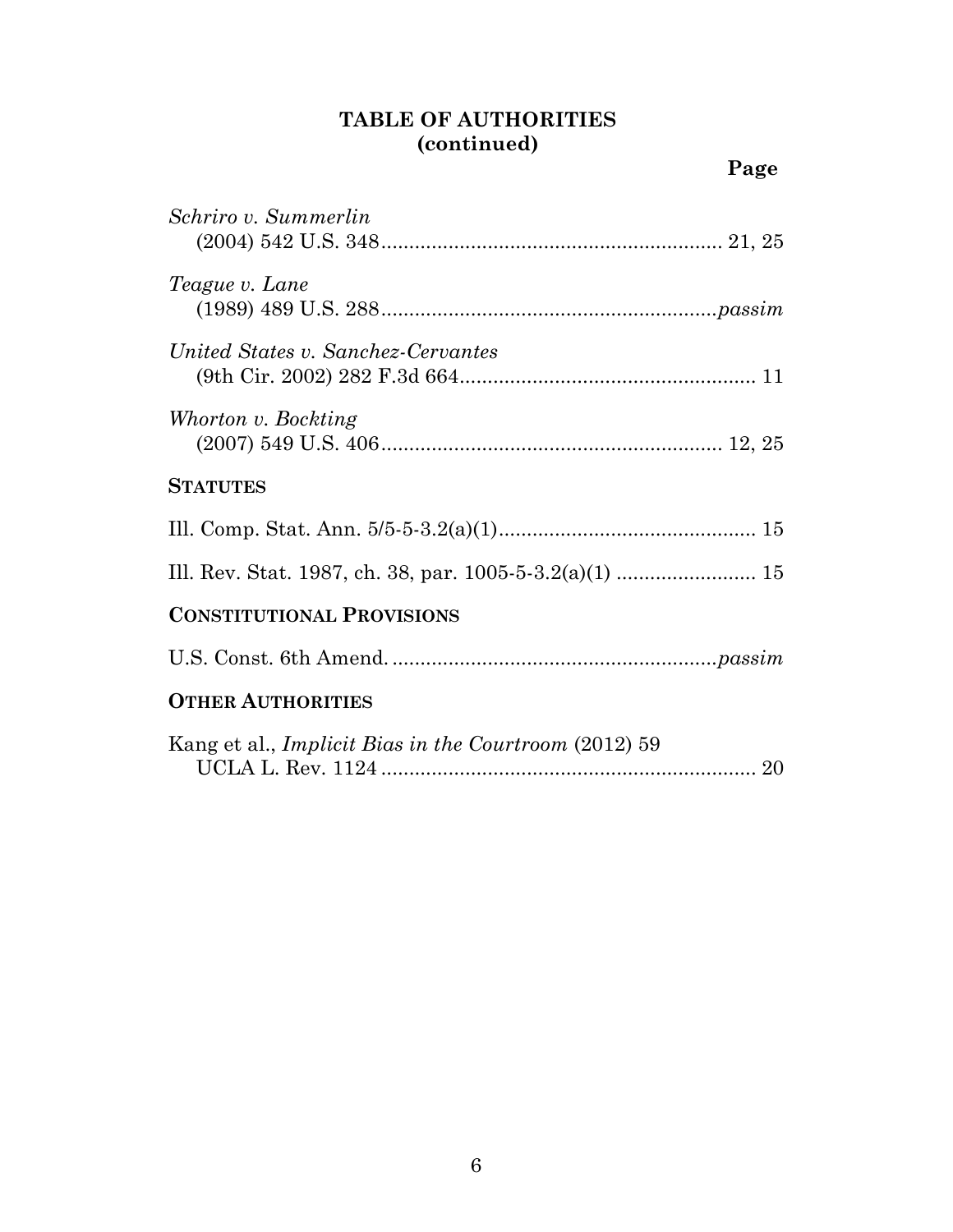**TABLE OF AUTHORITIES (continued)**

**Page**

*Schriro v. Summerlin*
(2004) 542 U.S. 348............................................................ 21, 25

*Teague v. Lane*
(1989) 489 U.S. 288...........................................................*passim*

*United States v. Sanchez-Cervantes*
(9th Cir. 2002) 282 F.3d 664..................................................... 11

*Whorton v. Bockting*
(2007) 549 U.S. 406............................................................ 12, 25

**STATUTES**

Ill. Comp. Stat. Ann. 5/5-5-3.2(a)(1).............................................. 15

Ill. Rev. Stat. 1987, ch. 38, par. 1005-5-3.2(a)(1) ......................... 15

**CONSTITUTIONAL PROVISIONS**

U.S. Const. 6th Amend. .........................................................*passim*

**OTHER AUTHORITIES**

Kang et al., *Implicit Bias in the Courtroom* (2012) 59
UCLA L. Rev. 1124 .................................................................. 20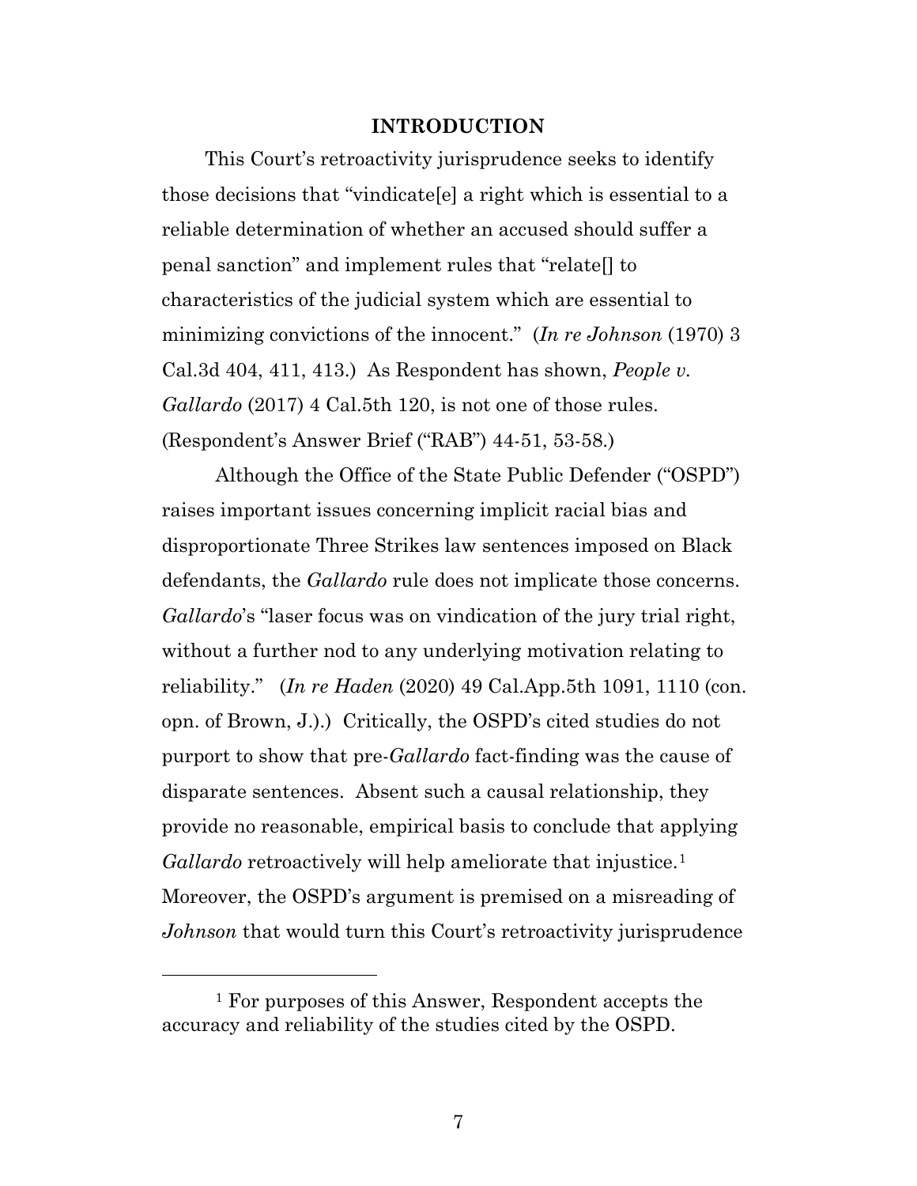## INTRODUCTION

This Court's retroactivity jurisprudence seeks to identify those decisions that "vindicate[e] a right which is essential to a reliable determination of whether an accused should suffer a penal sanction" and implement rules that "relate[] to characteristics of the judicial system which are essential to minimizing convictions of the innocent." (*In re Johnson* (1970) 3 Cal.3d 404, 411, 413.) As Respondent has shown, *People v. Gallardo* (2017) 4 Cal.5th 120, is not one of those rules. (Respondent's Answer Brief ("RAB") 44-51, 53-58.)

Although the Office of the State Public Defender ("OSPD") raises important issues concerning implicit racial bias and disproportionate Three Strikes law sentences imposed on Black defendants, the *Gallardo* rule does not implicate those concerns. *Gallardo*'s "laser focus was on vindication of the jury trial right, without a further nod to any underlying motivation relating to reliability." (*In re Haden* (2020) 49 Cal.App.5th 1091, 1110 (con. opn. of Brown, J.).) Critically, the OSPD's cited studies do not purport to show that pre-*Gallardo* fact-finding was the cause of disparate sentences. Absent such a causal relationship, they provide no reasonable, empirical basis to conclude that applying *Gallardo* retroactively will help ameliorate that injustice.[1] Moreover, the OSPD's argument is premised on a misreading of *Johnson* that would turn this Court's retroactivity jurisprudence

[1] For purposes of this Answer, Respondent accepts the accuracy and reliability of the studies cited by the OSPD.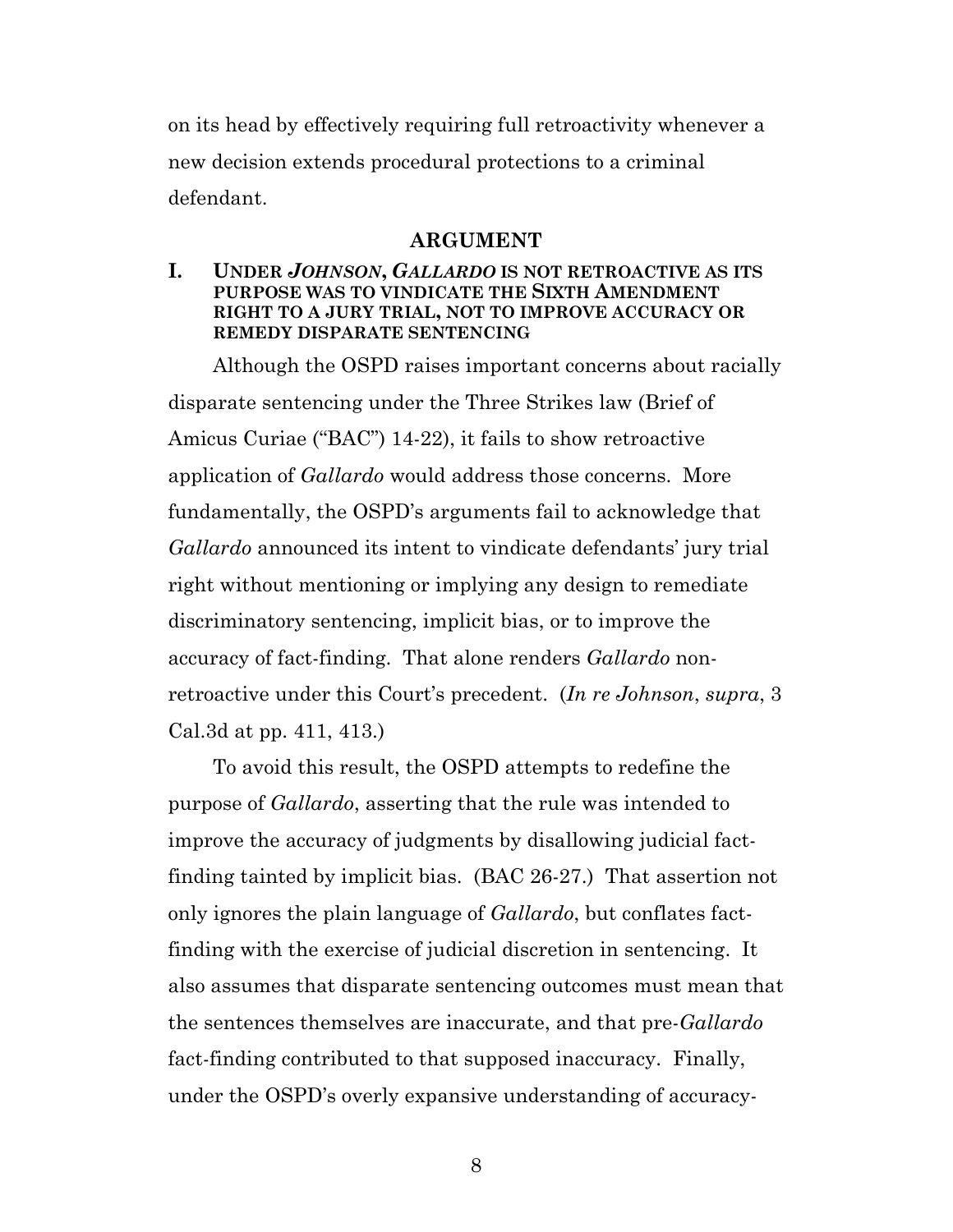on its head by effectively requiring full retroactivity whenever a new decision extends procedural protections to a criminal defendant.

## ARGUMENT

### I. UNDER *JOHNSON*, *GALLARDO* IS NOT RETROACTIVE AS ITS PURPOSE WAS TO VINDICATE THE SIXTH AMENDMENT RIGHT TO A JURY TRIAL, NOT TO IMPROVE ACCURACY OR REMEDY DISPARATE SENTENCING

Although the OSPD raises important concerns about racially disparate sentencing under the Three Strikes law (Brief of Amicus Curiae ("BAC") 14-22), it fails to show retroactive application of *Gallardo* would address those concerns. More fundamentally, the OSPD's arguments fail to acknowledge that *Gallardo* announced its intent to vindicate defendants' jury trial right without mentioning or implying any design to remediate discriminatory sentencing, implicit bias, or to improve the accuracy of fact-finding. That alone renders *Gallardo* non-retroactive under this Court's precedent. (*In re Johnson*, *supra*, 3 Cal.3d at pp. 411, 413.)

To avoid this result, the OSPD attempts to redefine the purpose of *Gallardo*, asserting that the rule was intended to improve the accuracy of judgments by disallowing judicial fact-finding tainted by implicit bias. (BAC 26-27.) That assertion not only ignores the plain language of *Gallardo*, but conflates fact-finding with the exercise of judicial discretion in sentencing. It also assumes that disparate sentencing outcomes must mean that the sentences themselves are inaccurate, and that pre-*Gallardo* fact-finding contributed to that supposed inaccuracy. Finally, under the OSPD's overly expansive understanding of accuracy-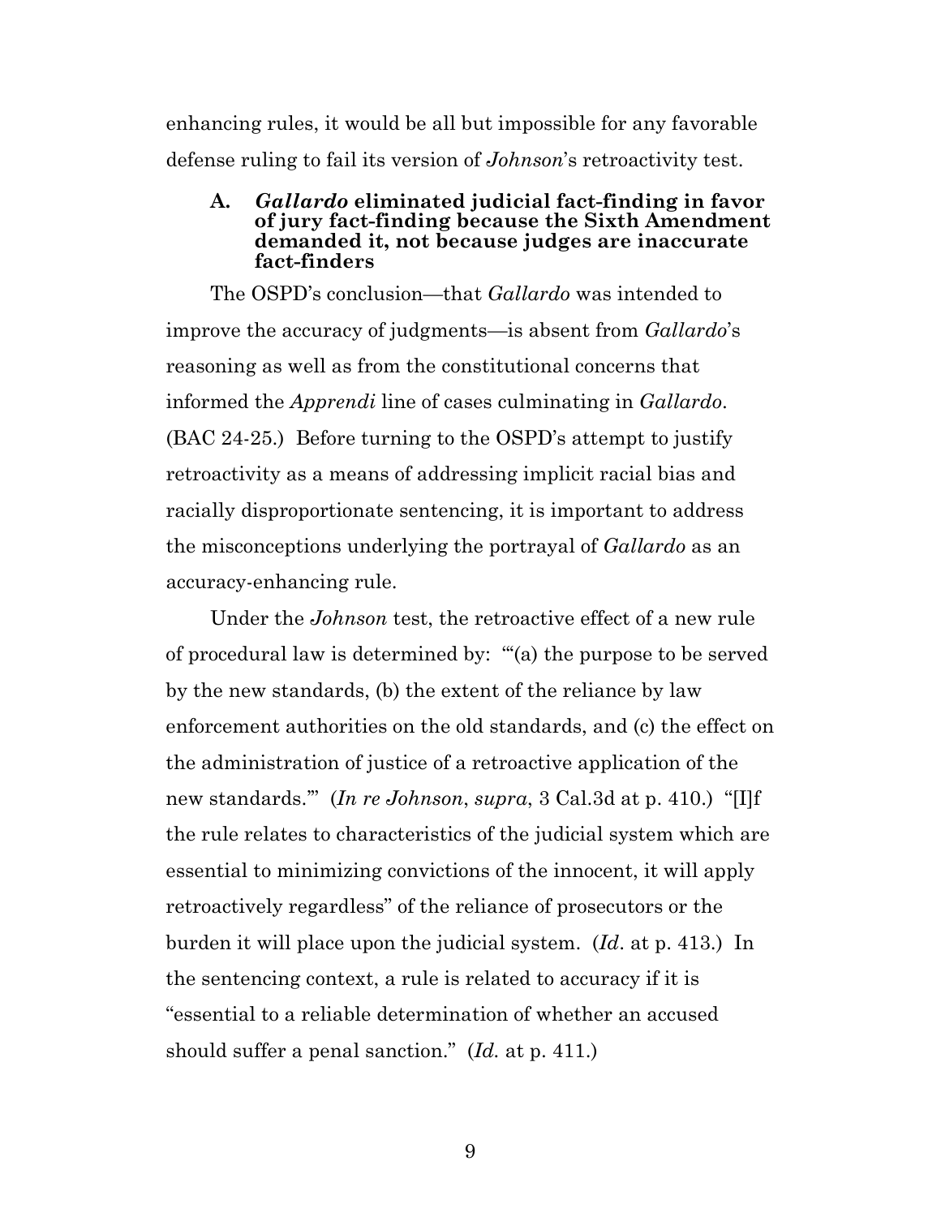enhancing rules, it would be all but impossible for any favorable defense ruling to fail its version of *Johnson*'s retroactivity test.

### A. *Gallardo* eliminated judicial fact-finding in favor of jury fact-finding because the Sixth Amendment demanded it, not because judges are inaccurate fact-finders

The OSPD's conclusion—that *Gallardo* was intended to improve the accuracy of judgments—is absent from *Gallardo*'s reasoning as well as from the constitutional concerns that informed the *Apprendi* line of cases culminating in *Gallardo*. (BAC 24-25.) Before turning to the OSPD's attempt to justify retroactivity as a means of addressing implicit racial bias and racially disproportionate sentencing, it is important to address the misconceptions underlying the portrayal of *Gallardo* as an accuracy-enhancing rule.

Under the *Johnson* test, the retroactive effect of a new rule of procedural law is determined by: "'(a) the purpose to be served by the new standards, (b) the extent of the reliance by law enforcement authorities on the old standards, and (c) the effect on the administration of justice of a retroactive application of the new standards.'" (*In re Johnson*, *supra*, 3 Cal.3d at p. 410.) "[I]f the rule relates to characteristics of the judicial system which are essential to minimizing convictions of the innocent, it will apply retroactively regardless" of the reliance of prosecutors or the burden it will place upon the judicial system. (*Id*. at p. 413.) In the sentencing context, a rule is related to accuracy if it is "essential to a reliable determination of whether an accused should suffer a penal sanction." (*Id.* at p. 411.)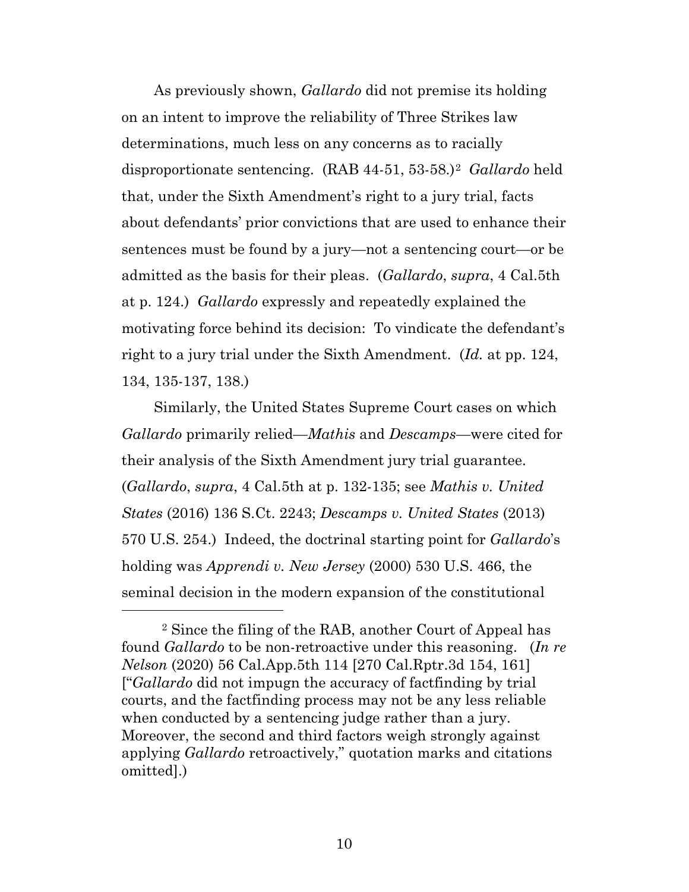As previously shown, *Gallardo* did not premise its holding on an intent to improve the reliability of Three Strikes law determinations, much less on any concerns as to racially disproportionate sentencing. (RAB 44-51, 53-58.)[2] *Gallardo* held that, under the Sixth Amendment's right to a jury trial, facts about defendants' prior convictions that are used to enhance their sentences must be found by a jury—not a sentencing court—or be admitted as the basis for their pleas. (*Gallardo*, *supra*, 4 Cal.5th at p. 124.) *Gallardo* expressly and repeatedly explained the motivating force behind its decision: To vindicate the defendant's right to a jury trial under the Sixth Amendment. (*Id.* at pp. 124, 134, 135-137, 138.)

Similarly, the United States Supreme Court cases on which *Gallardo* primarily relied—*Mathis* and *Descamps*—were cited for their analysis of the Sixth Amendment jury trial guarantee. (*Gallardo*, *supra*, 4 Cal.5th at p. 132-135; see *Mathis v. United States* (2016) 136 S.Ct. 2243; *Descamps v. United States* (2013) 570 U.S. 254.) Indeed, the doctrinal starting point for *Gallardo*'s holding was *Apprendi v. New Jersey* (2000) 530 U.S. 466, the seminal decision in the modern expansion of the constitutional

[2] Since the filing of the RAB, another Court of Appeal has found *Gallardo* to be non-retroactive under this reasoning. (*In re Nelson* (2020) 56 Cal.App.5th 114 [270 Cal.Rptr.3d 154, 161] ["*Gallardo* did not impugn the accuracy of factfinding by trial courts, and the factfinding process may not be any less reliable when conducted by a sentencing judge rather than a jury. Moreover, the second and third factors weigh strongly against applying *Gallardo* retroactively," quotation marks and citations omitted].)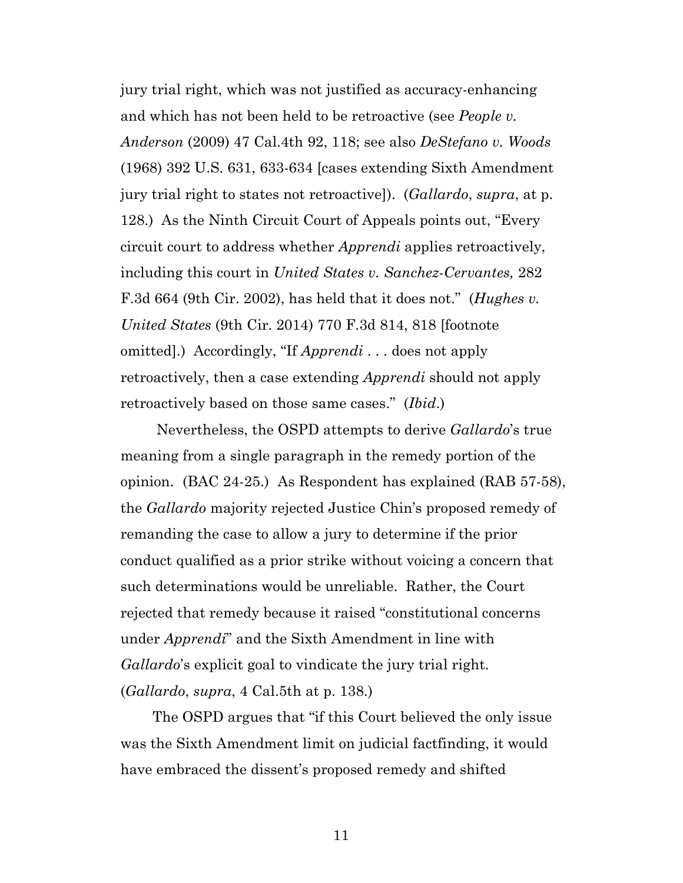jury trial right, which was not justified as accuracy-enhancing and which has not been held to be retroactive (see *People v. Anderson* (2009) 47 Cal.4th 92, 118; see also *DeStefano v. Woods* (1968) 392 U.S. 631, 633-634 [cases extending Sixth Amendment jury trial right to states not retroactive]). (*Gallardo*, *supra*, at p. 128.) As the Ninth Circuit Court of Appeals points out, "Every circuit court to address whether *Apprendi* applies retroactively, including this court in *United States v. Sanchez-Cervantes,* 282 F.3d 664 (9th Cir. 2002), has held that it does not." (*Hughes v. United States* (9th Cir. 2014) 770 F.3d 814, 818 [footnote omitted].) Accordingly, "If *Apprendi* . . . does not apply retroactively, then a case extending *Apprendi* should not apply retroactively based on those same cases." (*Ibid*.)

Nevertheless, the OSPD attempts to derive *Gallardo*'s true meaning from a single paragraph in the remedy portion of the opinion. (BAC 24-25.) As Respondent has explained (RAB 57-58), the *Gallardo* majority rejected Justice Chin's proposed remedy of remanding the case to allow a jury to determine if the prior conduct qualified as a prior strike without voicing a concern that such determinations would be unreliable. Rather, the Court rejected that remedy because it raised "constitutional concerns under *Apprendi*" and the Sixth Amendment in line with *Gallardo*'s explicit goal to vindicate the jury trial right. (*Gallardo*, *supra*, 4 Cal.5th at p. 138.)

The OSPD argues that "if this Court believed the only issue was the Sixth Amendment limit on judicial factfinding, it would have embraced the dissent's proposed remedy and shifted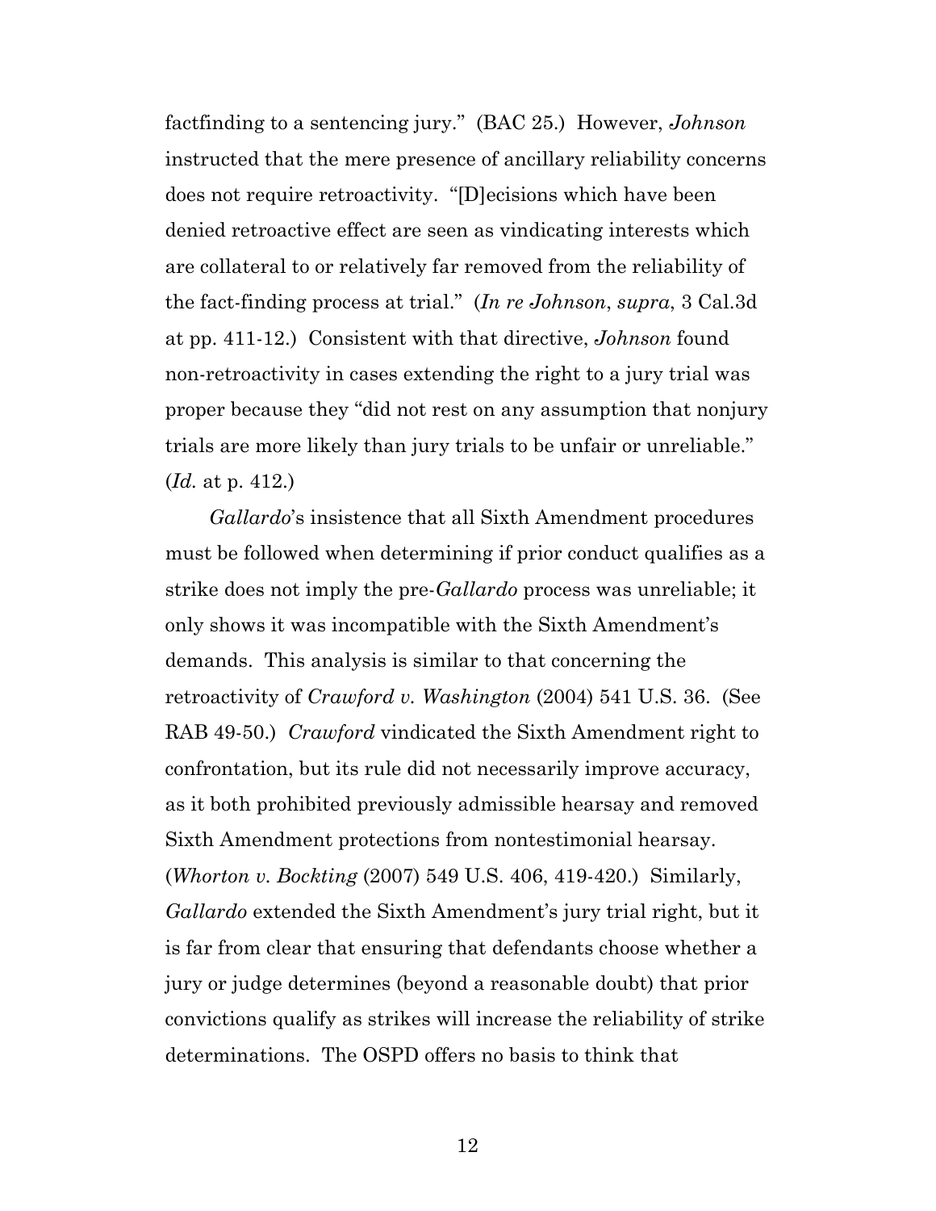factfinding to a sentencing jury." (BAC 25.) However, *Johnson* instructed that the mere presence of ancillary reliability concerns does not require retroactivity. "[D]ecisions which have been denied retroactive effect are seen as vindicating interests which are collateral to or relatively far removed from the reliability of the fact-finding process at trial." (*In re Johnson*, *supra*, 3 Cal.3d at pp. 411-12.) Consistent with that directive, *Johnson* found non-retroactivity in cases extending the right to a jury trial was proper because they "did not rest on any assumption that nonjury trials are more likely than jury trials to be unfair or unreliable." (*Id.* at p. 412.)

*Gallardo*'s insistence that all Sixth Amendment procedures must be followed when determining if prior conduct qualifies as a strike does not imply the pre-*Gallardo* process was unreliable; it only shows it was incompatible with the Sixth Amendment's demands. This analysis is similar to that concerning the retroactivity of *Crawford v. Washington* (2004) 541 U.S. 36. (See RAB 49-50.) *Crawford* vindicated the Sixth Amendment right to confrontation, but its rule did not necessarily improve accuracy, as it both prohibited previously admissible hearsay and removed Sixth Amendment protections from nontestimonial hearsay. (*Whorton v. Bockting* (2007) 549 U.S. 406, 419-420.) Similarly, *Gallardo* extended the Sixth Amendment's jury trial right, but it is far from clear that ensuring that defendants choose whether a jury or judge determines (beyond a reasonable doubt) that prior convictions qualify as strikes will increase the reliability of strike determinations. The OSPD offers no basis to think that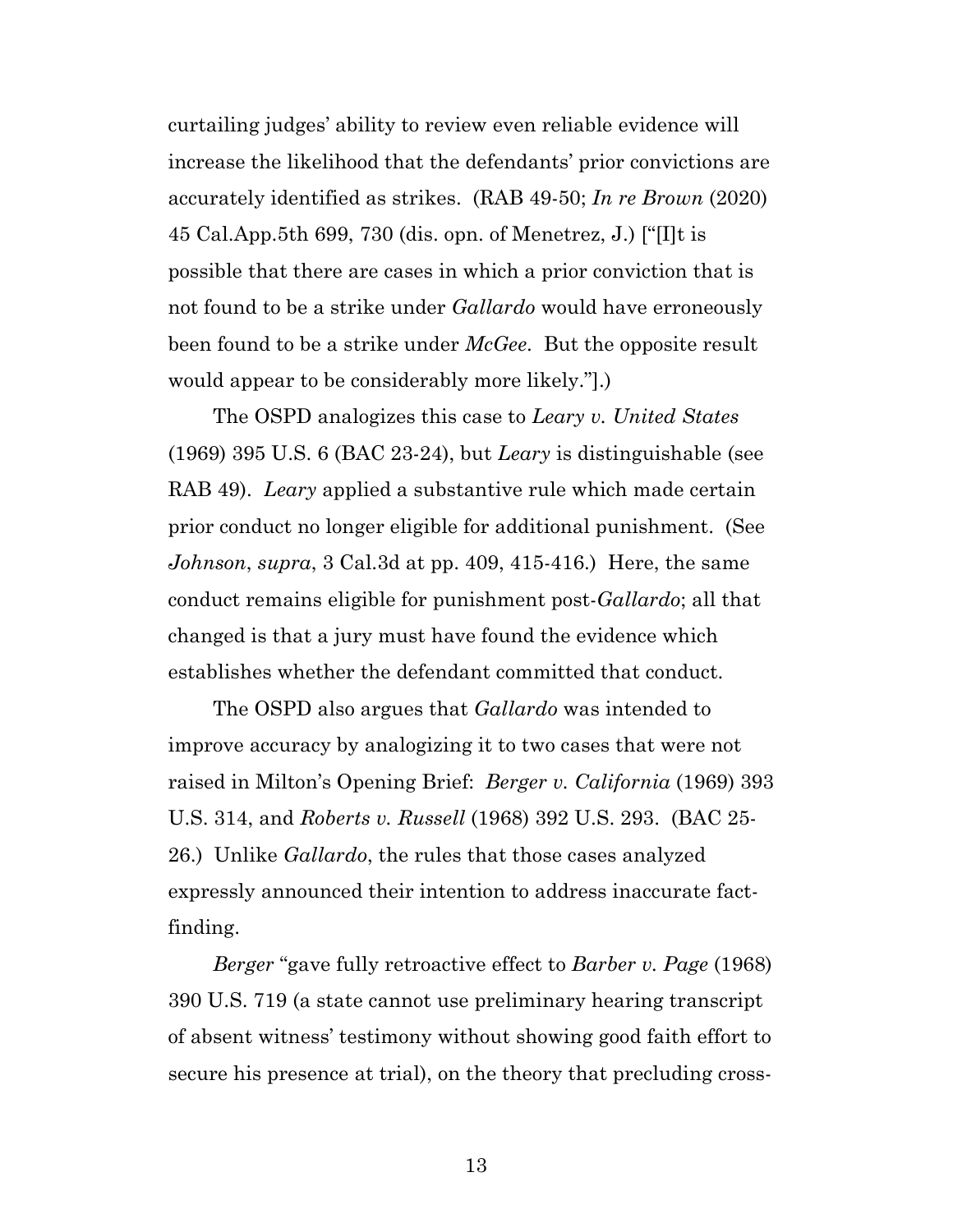curtailing judges' ability to review even reliable evidence will increase the likelihood that the defendants' prior convictions are accurately identified as strikes. (RAB 49-50; *In re Brown* (2020) 45 Cal.App.5th 699, 730 (dis. opn. of Menetrez, J.) ["[I]t is possible that there are cases in which a prior conviction that is not found to be a strike under *Gallardo* would have erroneously been found to be a strike under *McGee*. But the opposite result would appear to be considerably more likely."].)

The OSPD analogizes this case to *Leary v. United States* (1969) 395 U.S. 6 (BAC 23-24), but *Leary* is distinguishable (see RAB 49). *Leary* applied a substantive rule which made certain prior conduct no longer eligible for additional punishment. (See *Johnson*, *supra*, 3 Cal.3d at pp. 409, 415-416.) Here, the same conduct remains eligible for punishment post-*Gallardo*; all that changed is that a jury must have found the evidence which establishes whether the defendant committed that conduct.

The OSPD also argues that *Gallardo* was intended to improve accuracy by analogizing it to two cases that were not raised in Milton's Opening Brief: *Berger v. California* (1969) 393 U.S. 314, and *Roberts v. Russell* (1968) 392 U.S. 293. (BAC 25-26.) Unlike *Gallardo*, the rules that those cases analyzed expressly announced their intention to address inaccurate fact-finding.

*Berger* "gave fully retroactive effect to *Barber v. Page* (1968) 390 U.S. 719 (a state cannot use preliminary hearing transcript of absent witness' testimony without showing good faith effort to secure his presence at trial), on the theory that precluding cross-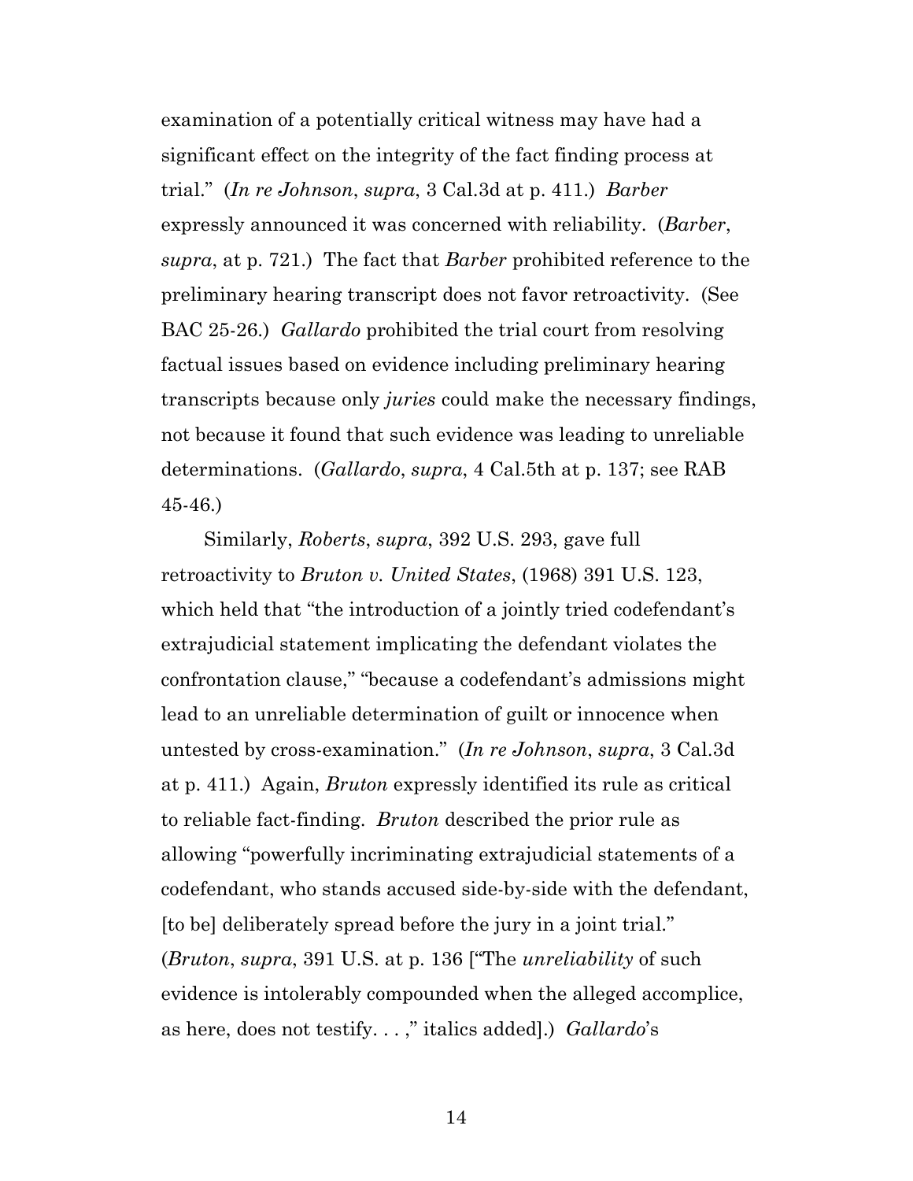examination of a potentially critical witness may have had a significant effect on the integrity of the fact finding process at trial." (*In re Johnson*, *supra*, 3 Cal.3d at p. 411.) *Barber* expressly announced it was concerned with reliability. (*Barber*, *supra*, at p. 721.) The fact that *Barber* prohibited reference to the preliminary hearing transcript does not favor retroactivity. (See BAC 25-26.) *Gallardo* prohibited the trial court from resolving factual issues based on evidence including preliminary hearing transcripts because only *juries* could make the necessary findings, not because it found that such evidence was leading to unreliable determinations. (*Gallardo*, *supra*, 4 Cal.5th at p. 137; see RAB 45-46.)

Similarly, *Roberts*, *supra*, 392 U.S. 293, gave full retroactivity to *Bruton v. United States*, (1968) 391 U.S. 123, which held that "the introduction of a jointly tried codefendant's extrajudicial statement implicating the defendant violates the confrontation clause," "because a codefendant's admissions might lead to an unreliable determination of guilt or innocence when untested by cross-examination." (*In re Johnson*, *supra*, 3 Cal.3d at p. 411.) Again, *Bruton* expressly identified its rule as critical to reliable fact-finding. *Bruton* described the prior rule as allowing "powerfully incriminating extrajudicial statements of a codefendant, who stands accused side-by-side with the defendant, [to be] deliberately spread before the jury in a joint trial." (*Bruton*, *supra*, 391 U.S. at p. 136 ["The *unreliability* of such evidence is intolerably compounded when the alleged accomplice, as here, does not testify. . . ," italics added].) *Gallardo*'s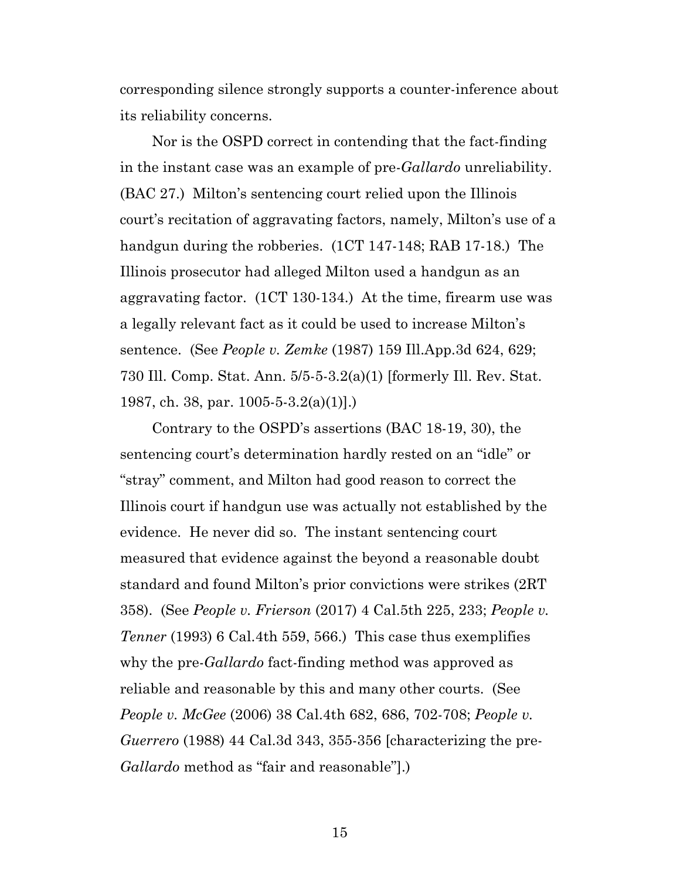corresponding silence strongly supports a counter-inference about its reliability concerns.

Nor is the OSPD correct in contending that the fact-finding in the instant case was an example of pre-*Gallardo* unreliability. (BAC 27.) Milton's sentencing court relied upon the Illinois court's recitation of aggravating factors, namely, Milton's use of a handgun during the robberies. (1CT 147-148; RAB 17-18.) The Illinois prosecutor had alleged Milton used a handgun as an aggravating factor. (1CT 130-134.) At the time, firearm use was a legally relevant fact as it could be used to increase Milton's sentence. (See *People v. Zemke* (1987) 159 Ill.App.3d 624, 629; 730 Ill. Comp. Stat. Ann. 5/5-5-3.2(a)(1) [formerly Ill. Rev. Stat. 1987, ch. 38, par. 1005-5-3.2(a)(1)].)

Contrary to the OSPD's assertions (BAC 18-19, 30), the sentencing court's determination hardly rested on an "idle" or "stray" comment, and Milton had good reason to correct the Illinois court if handgun use was actually not established by the evidence. He never did so. The instant sentencing court measured that evidence against the beyond a reasonable doubt standard and found Milton's prior convictions were strikes (2RT 358). (See *People v. Frierson* (2017) 4 Cal.5th 225, 233; *People v. Tenner* (1993) 6 Cal.4th 559, 566.) This case thus exemplifies why the pre-*Gallardo* fact-finding method was approved as reliable and reasonable by this and many other courts. (See *People v. McGee* (2006) 38 Cal.4th 682, 686, 702-708; *People v. Guerrero* (1988) 44 Cal.3d 343, 355-356 [characterizing the pre-*Gallardo* method as "fair and reasonable"].)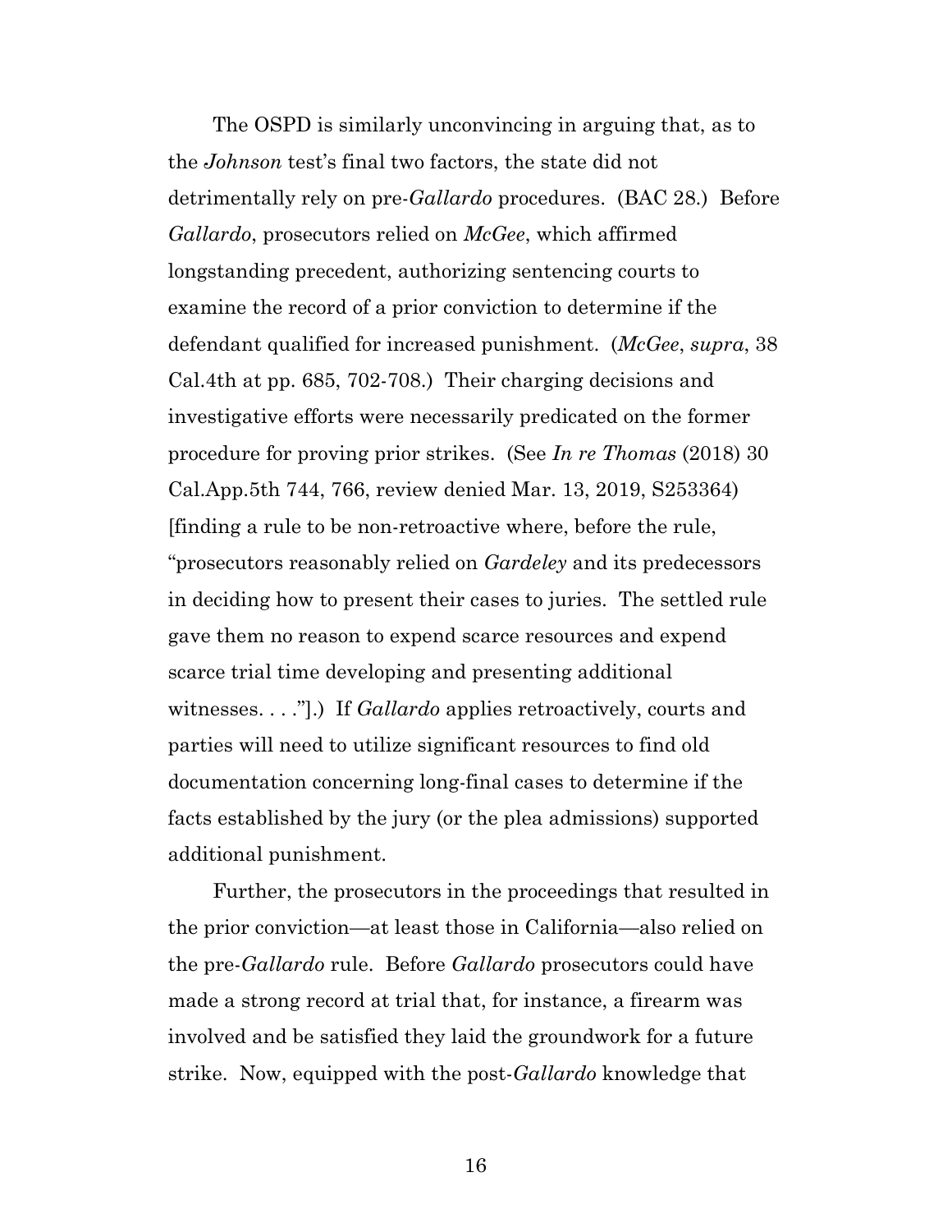The OSPD is similarly unconvincing in arguing that, as to the *Johnson* test's final two factors, the state did not detrimentally rely on pre-*Gallardo* procedures. (BAC 28.) Before *Gallardo*, prosecutors relied on *McGee*, which affirmed longstanding precedent, authorizing sentencing courts to examine the record of a prior conviction to determine if the defendant qualified for increased punishment. (*McGee*, *supra*, 38 Cal.4th at pp. 685, 702-708.) Their charging decisions and investigative efforts were necessarily predicated on the former procedure for proving prior strikes. (See *In re Thomas* (2018) 30 Cal.App.5th 744, 766, review denied Mar. 13, 2019, S253364) [finding a rule to be non-retroactive where, before the rule, "prosecutors reasonably relied on *Gardeley* and its predecessors in deciding how to present their cases to juries. The settled rule gave them no reason to expend scarce resources and expend scarce trial time developing and presenting additional witnesses. . . ."].) If *Gallardo* applies retroactively, courts and parties will need to utilize significant resources to find old documentation concerning long-final cases to determine if the facts established by the jury (or the plea admissions) supported additional punishment.

Further, the prosecutors in the proceedings that resulted in the prior conviction—at least those in California—also relied on the pre-*Gallardo* rule. Before *Gallardo* prosecutors could have made a strong record at trial that, for instance, a firearm was involved and be satisfied they laid the groundwork for a future strike. Now, equipped with the post-*Gallardo* knowledge that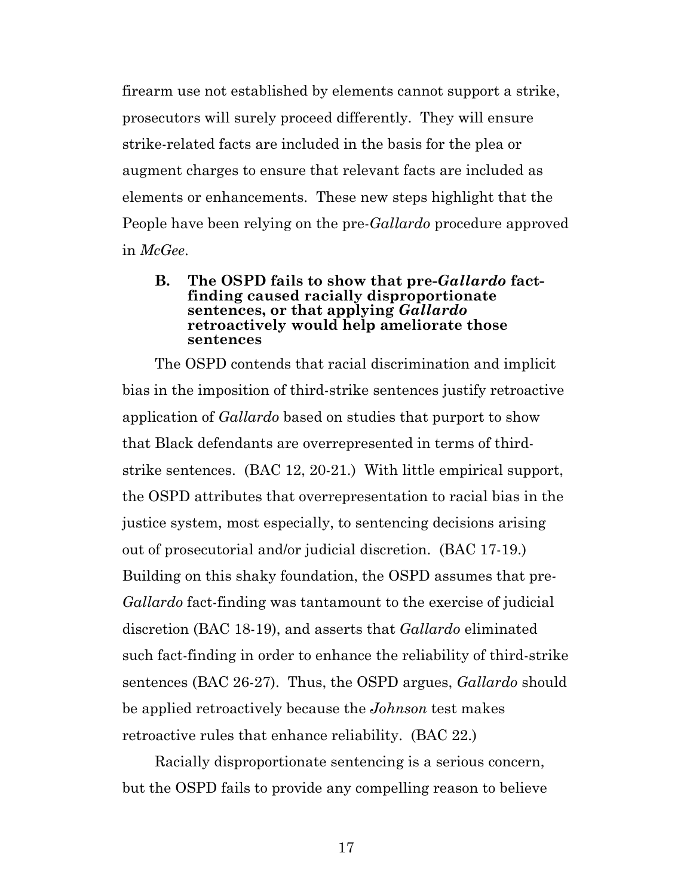firearm use not established by elements cannot support a strike, prosecutors will surely proceed differently. They will ensure strike-related facts are included in the basis for the plea or augment charges to ensure that relevant facts are included as elements or enhancements. These new steps highlight that the People have been relying on the pre-*Gallardo* procedure approved in *McGee*.

### B. The OSPD fails to show that pre-*Gallardo* fact-finding caused racially disproportionate sentences, or that applying *Gallardo* retroactively would help ameliorate those sentences

The OSPD contends that racial discrimination and implicit bias in the imposition of third-strike sentences justify retroactive application of *Gallardo* based on studies that purport to show that Black defendants are overrepresented in terms of third-strike sentences. (BAC 12, 20-21.) With little empirical support, the OSPD attributes that overrepresentation to racial bias in the justice system, most especially, to sentencing decisions arising out of prosecutorial and/or judicial discretion. (BAC 17-19.) Building on this shaky foundation, the OSPD assumes that pre-*Gallardo* fact-finding was tantamount to the exercise of judicial discretion (BAC 18-19), and asserts that *Gallardo* eliminated such fact-finding in order to enhance the reliability of third-strike sentences (BAC 26-27). Thus, the OSPD argues, *Gallardo* should be applied retroactively because the *Johnson* test makes retroactive rules that enhance reliability. (BAC 22.)

Racially disproportionate sentencing is a serious concern, but the OSPD fails to provide any compelling reason to believe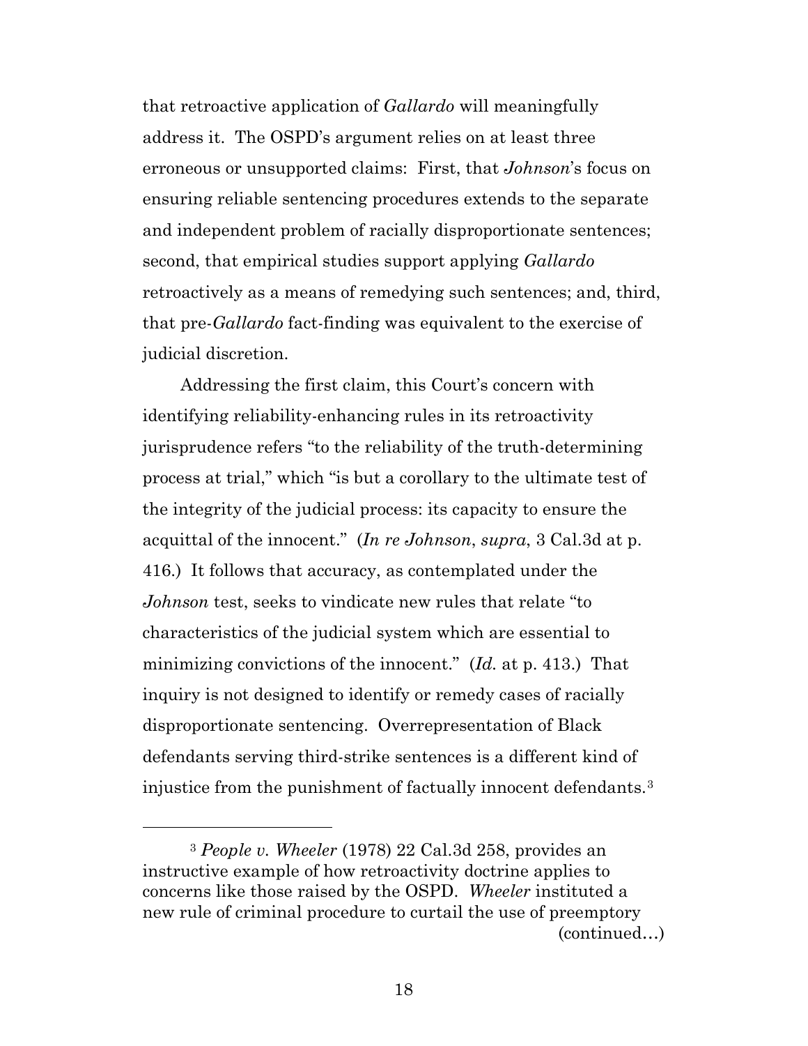that retroactive application of *Gallardo* will meaningfully address it. The OSPD's argument relies on at least three erroneous or unsupported claims: First, that *Johnson*'s focus on ensuring reliable sentencing procedures extends to the separate and independent problem of racially disproportionate sentences; second, that empirical studies support applying *Gallardo* retroactively as a means of remedying such sentences; and, third, that pre-*Gallardo* fact-finding was equivalent to the exercise of judicial discretion.

Addressing the first claim, this Court's concern with identifying reliability-enhancing rules in its retroactivity jurisprudence refers "to the reliability of the truth-determining process at trial," which "is but a corollary to the ultimate test of the integrity of the judicial process: its capacity to ensure the acquittal of the innocent." (*In re Johnson*, *supra*, 3 Cal.3d at p. 416.) It follows that accuracy, as contemplated under the *Johnson* test, seeks to vindicate new rules that relate "to characteristics of the judicial system which are essential to minimizing convictions of the innocent." (*Id.* at p. 413.) That inquiry is not designed to identify or remedy cases of racially disproportionate sentencing. Overrepresentation of Black defendants serving third-strike sentences is a different kind of injustice from the punishment of factually innocent defendants.[3]

---

[3] *People v. Wheeler* (1978) 22 Cal.3d 258, provides an instructive example of how retroactivity doctrine applies to concerns like those raised by the OSPD. *Wheeler* instituted a new rule of criminal procedure to curtail the use of preemptory (continued…)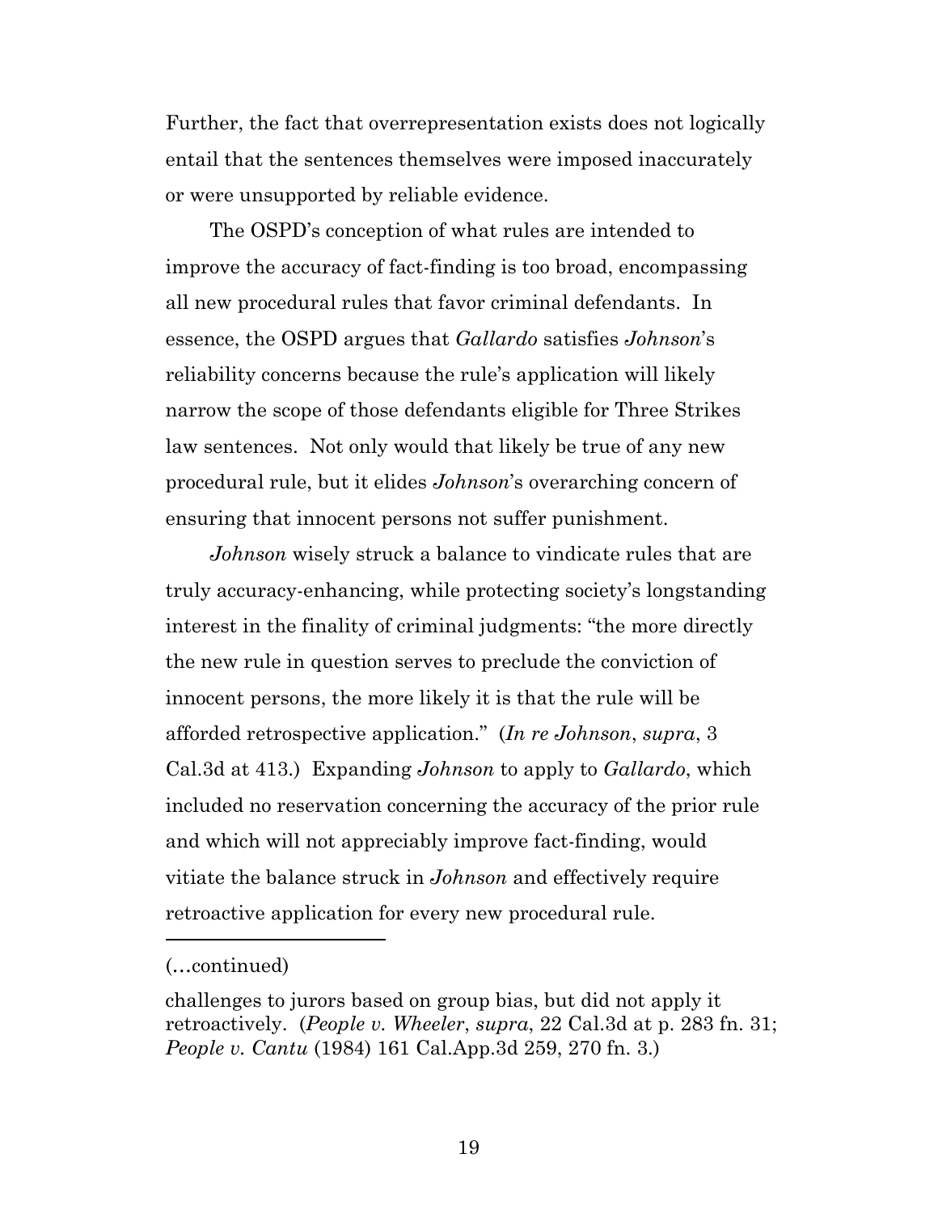Further, the fact that overrepresentation exists does not logically entail that the sentences themselves were imposed inaccurately or were unsupported by reliable evidence.

The OSPD's conception of what rules are intended to improve the accuracy of fact-finding is too broad, encompassing all new procedural rules that favor criminal defendants. In essence, the OSPD argues that *Gallardo* satisfies *Johnson*'s reliability concerns because the rule's application will likely narrow the scope of those defendants eligible for Three Strikes law sentences. Not only would that likely be true of any new procedural rule, but it elides *Johnson*'s overarching concern of ensuring that innocent persons not suffer punishment.

*Johnson* wisely struck a balance to vindicate rules that are truly accuracy-enhancing, while protecting society's longstanding interest in the finality of criminal judgments: "the more directly the new rule in question serves to preclude the conviction of innocent persons, the more likely it is that the rule will be afforded retrospective application." (*In re Johnson*, *supra*, 3 Cal.3d at 413.) Expanding *Johnson* to apply to *Gallardo*, which included no reservation concerning the accuracy of the prior rule and which will not appreciably improve fact-finding, would vitiate the balance struck in *Johnson* and effectively require retroactive application for every new procedural rule.

---

(…continued)

challenges to jurors based on group bias, but did not apply it retroactively. (*People v. Wheeler*, *supra*, 22 Cal.3d at p. 283 fn. 31; *People v. Cantu* (1984) 161 Cal.App.3d 259, 270 fn. 3.)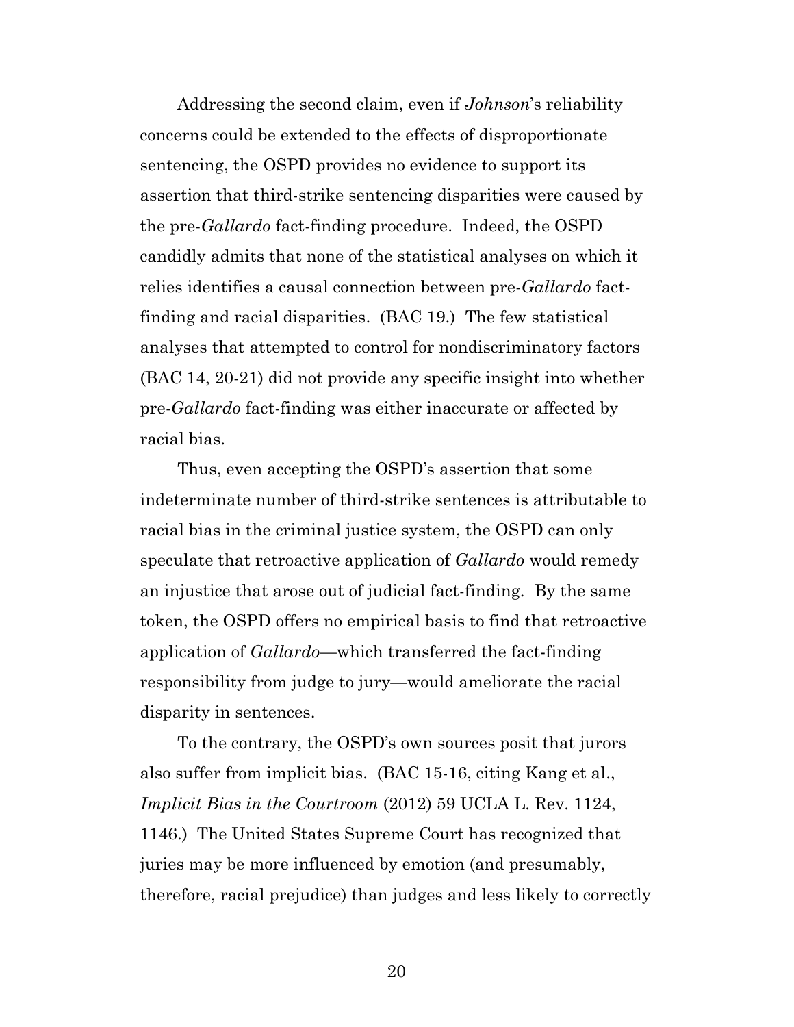Addressing the second claim, even if *Johnson*'s reliability concerns could be extended to the effects of disproportionate sentencing, the OSPD provides no evidence to support its assertion that third-strike sentencing disparities were caused by the pre-*Gallardo* fact-finding procedure. Indeed, the OSPD candidly admits that none of the statistical analyses on which it relies identifies a causal connection between pre-*Gallardo* fact-finding and racial disparities. (BAC 19.) The few statistical analyses that attempted to control for nondiscriminatory factors (BAC 14, 20-21) did not provide any specific insight into whether pre-*Gallardo* fact-finding was either inaccurate or affected by racial bias.

Thus, even accepting the OSPD's assertion that some indeterminate number of third-strike sentences is attributable to racial bias in the criminal justice system, the OSPD can only speculate that retroactive application of *Gallardo* would remedy an injustice that arose out of judicial fact-finding. By the same token, the OSPD offers no empirical basis to find that retroactive application of *Gallardo*—which transferred the fact-finding responsibility from judge to jury—would ameliorate the racial disparity in sentences.

To the contrary, the OSPD's own sources posit that jurors also suffer from implicit bias. (BAC 15-16, citing Kang et al., *Implicit Bias in the Courtroom* (2012) 59 UCLA L. Rev. 1124, 1146.) The United States Supreme Court has recognized that juries may be more influenced by emotion (and presumably, therefore, racial prejudice) than judges and less likely to correctly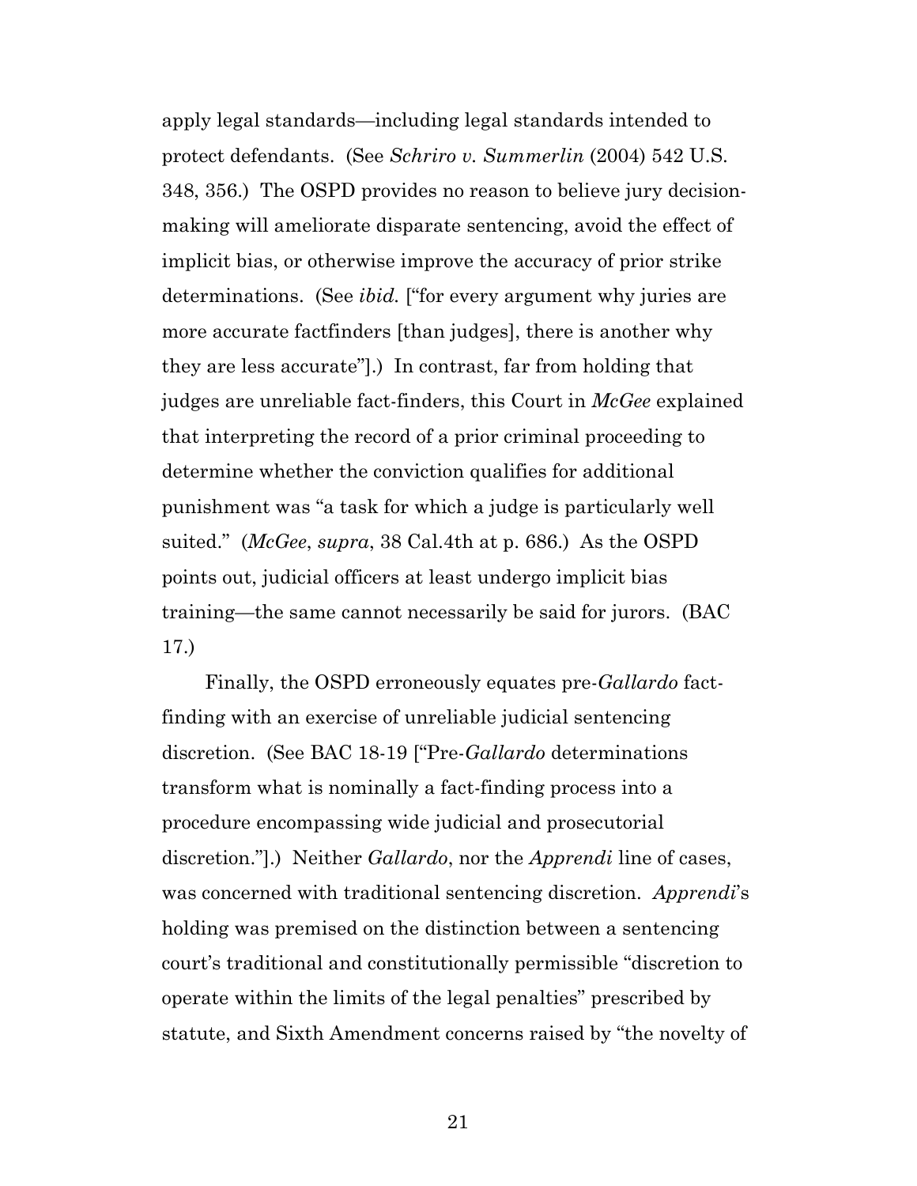apply legal standards—including legal standards intended to protect defendants. (See *Schriro v. Summerlin* (2004) 542 U.S. 348, 356.) The OSPD provides no reason to believe jury decision-making will ameliorate disparate sentencing, avoid the effect of implicit bias, or otherwise improve the accuracy of prior strike determinations. (See *ibid.* ["for every argument why juries are more accurate factfinders [than judges], there is another why they are less accurate"].) In contrast, far from holding that judges are unreliable fact-finders, this Court in *McGee* explained that interpreting the record of a prior criminal proceeding to determine whether the conviction qualifies for additional punishment was "a task for which a judge is particularly well suited." (*McGee*, *supra*, 38 Cal.4th at p. 686.) As the OSPD points out, judicial officers at least undergo implicit bias training—the same cannot necessarily be said for jurors. (BAC 17.)

Finally, the OSPD erroneously equates pre-*Gallardo* fact-finding with an exercise of unreliable judicial sentencing discretion. (See BAC 18-19 ["Pre-*Gallardo* determinations transform what is nominally a fact-finding process into a procedure encompassing wide judicial and prosecutorial discretion."].) Neither *Gallardo*, nor the *Apprendi* line of cases, was concerned with traditional sentencing discretion. *Apprendi*'s holding was premised on the distinction between a sentencing court's traditional and constitutionally permissible "discretion to operate within the limits of the legal penalties" prescribed by statute, and Sixth Amendment concerns raised by "the novelty of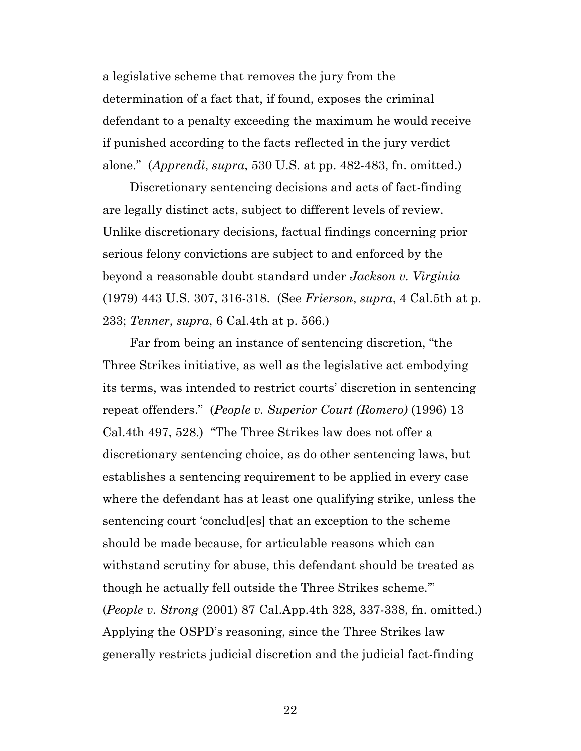a legislative scheme that removes the jury from the determination of a fact that, if found, exposes the criminal defendant to a penalty exceeding the maximum he would receive if punished according to the facts reflected in the jury verdict alone." (*Apprendi*, *supra*, 530 U.S. at pp. 482-483, fn. omitted.)

Discretionary sentencing decisions and acts of fact-finding are legally distinct acts, subject to different levels of review. Unlike discretionary decisions, factual findings concerning prior serious felony convictions are subject to and enforced by the beyond a reasonable doubt standard under *Jackson v. Virginia* (1979) 443 U.S. 307, 316-318. (See *Frierson*, *supra*, 4 Cal.5th at p. 233; *Tenner*, *supra*, 6 Cal.4th at p. 566.)

Far from being an instance of sentencing discretion, "the Three Strikes initiative, as well as the legislative act embodying its terms, was intended to restrict courts' discretion in sentencing repeat offenders." (*People v. Superior Court (Romero)* (1996) 13 Cal.4th 497, 528.) "The Three Strikes law does not offer a discretionary sentencing choice, as do other sentencing laws, but establishes a sentencing requirement to be applied in every case where the defendant has at least one qualifying strike, unless the sentencing court 'conclud[es] that an exception to the scheme should be made because, for articulable reasons which can withstand scrutiny for abuse, this defendant should be treated as though he actually fell outside the Three Strikes scheme.'" (*People v. Strong* (2001) 87 Cal.App.4th 328, 337-338, fn. omitted.) Applying the OSPD's reasoning, since the Three Strikes law generally restricts judicial discretion and the judicial fact-finding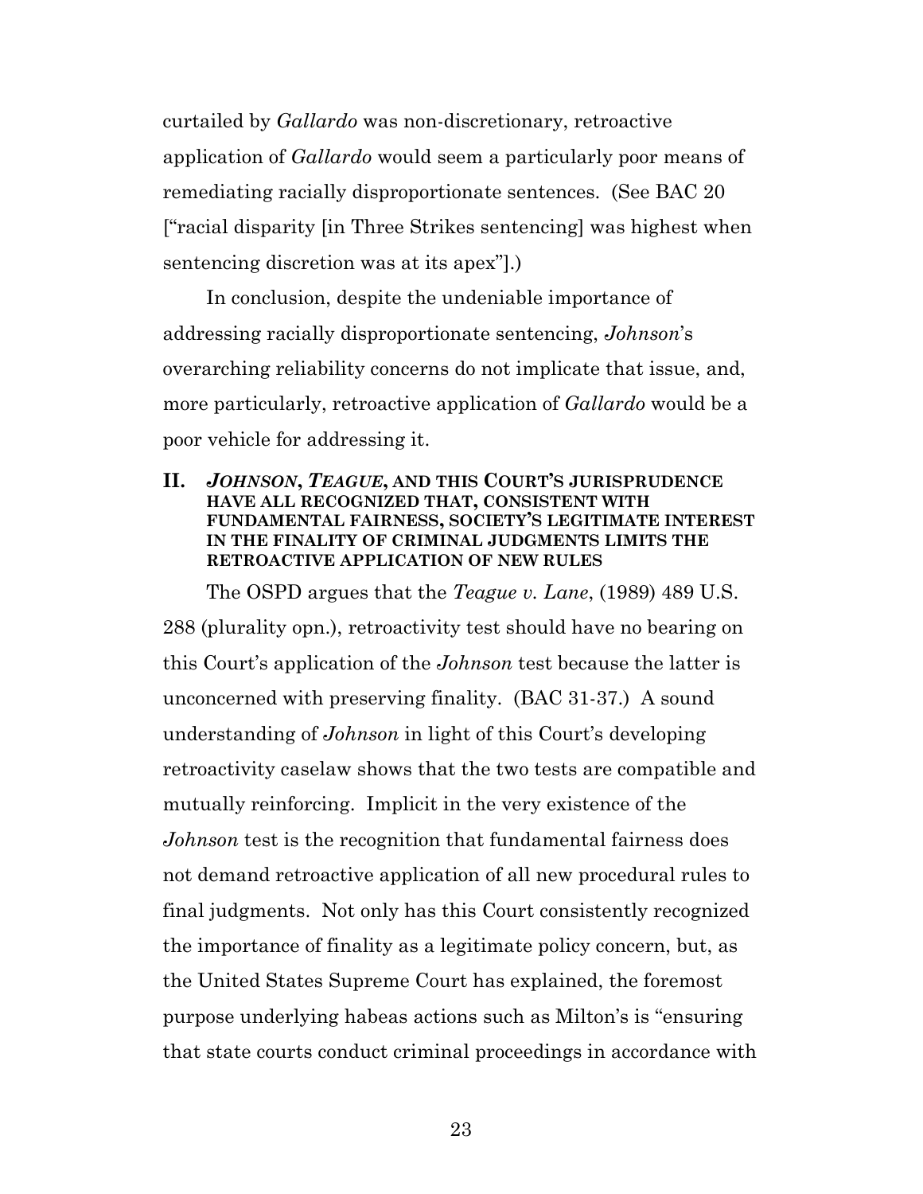curtailed by *Gallardo* was non-discretionary, retroactive application of *Gallardo* would seem a particularly poor means of remediating racially disproportionate sentences. (See BAC 20 ["racial disparity [in Three Strikes sentencing] was highest when sentencing discretion was at its apex"].)

In conclusion, despite the undeniable importance of addressing racially disproportionate sentencing, *Johnson*'s overarching reliability concerns do not implicate that issue, and, more particularly, retroactive application of *Gallardo* would be a poor vehicle for addressing it.

## II. *JOHNSON*, *TEAGUE*, AND THIS COURT'S JURISPRUDENCE HAVE ALL RECOGNIZED THAT, CONSISTENT WITH FUNDAMENTAL FAIRNESS, SOCIETY'S LEGITIMATE INTEREST IN THE FINALITY OF CRIMINAL JUDGMENTS LIMITS THE RETROACTIVE APPLICATION OF NEW RULES

The OSPD argues that the *Teague v. Lane*, (1989) 489 U.S. 288 (plurality opn.), retroactivity test should have no bearing on this Court's application of the *Johnson* test because the latter is unconcerned with preserving finality. (BAC 31-37.) A sound understanding of *Johnson* in light of this Court's developing retroactivity caselaw shows that the two tests are compatible and mutually reinforcing. Implicit in the very existence of the *Johnson* test is the recognition that fundamental fairness does not demand retroactive application of all new procedural rules to final judgments. Not only has this Court consistently recognized the importance of finality as a legitimate policy concern, but, as the United States Supreme Court has explained, the foremost purpose underlying habeas actions such as Milton's is "ensuring that state courts conduct criminal proceedings in accordance with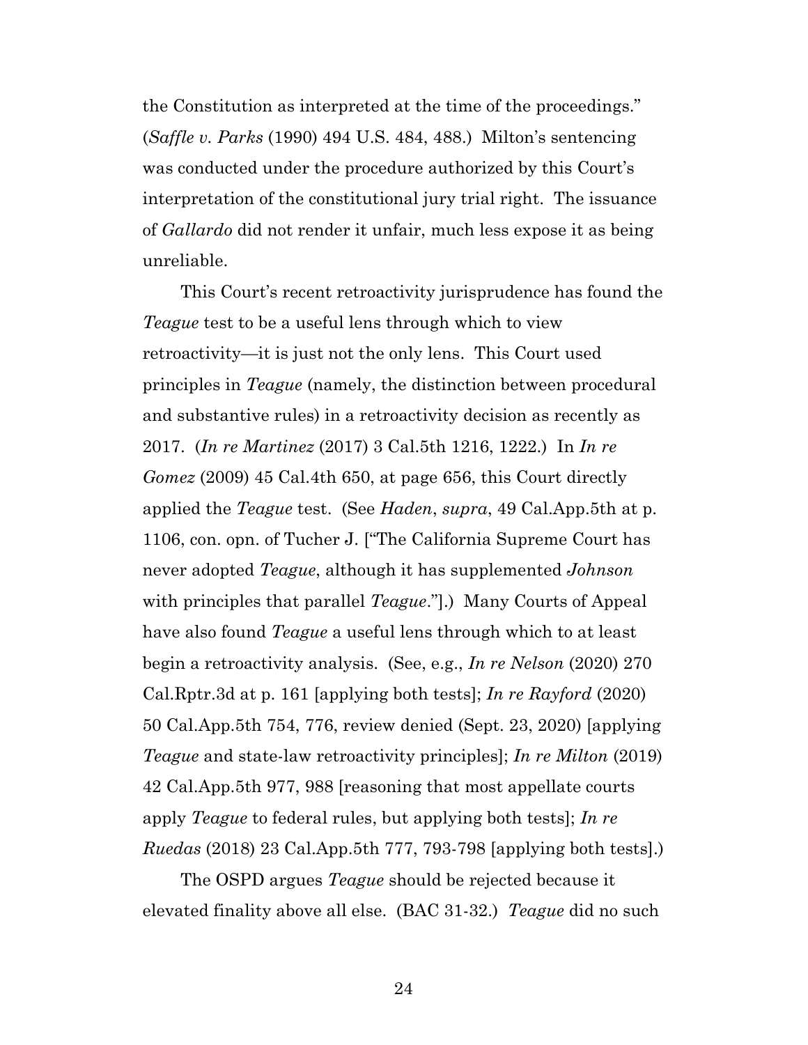the Constitution as interpreted at the time of the proceedings." (*Saffle v. Parks* (1990) 494 U.S. 484, 488.) Milton's sentencing was conducted under the procedure authorized by this Court's interpretation of the constitutional jury trial right. The issuance of *Gallardo* did not render it unfair, much less expose it as being unreliable.

This Court's recent retroactivity jurisprudence has found the *Teague* test to be a useful lens through which to view retroactivity—it is just not the only lens. This Court used principles in *Teague* (namely, the distinction between procedural and substantive rules) in a retroactivity decision as recently as 2017. (*In re Martinez* (2017) 3 Cal.5th 1216, 1222.) In *In re Gomez* (2009) 45 Cal.4th 650, at page 656, this Court directly applied the *Teague* test. (See *Haden*, *supra*, 49 Cal.App.5th at p. 1106, con. opn. of Tucher J. ["The California Supreme Court has never adopted *Teague*, although it has supplemented *Johnson* with principles that parallel *Teague*."].) Many Courts of Appeal have also found *Teague* a useful lens through which to at least begin a retroactivity analysis. (See, e.g., *In re Nelson* (2020) 270 Cal.Rptr.3d at p. 161 [applying both tests]; *In re Rayford* (2020) 50 Cal.App.5th 754, 776, review denied (Sept. 23, 2020) [applying *Teague* and state-law retroactivity principles]; *In re Milton* (2019) 42 Cal.App.5th 977, 988 [reasoning that most appellate courts apply *Teague* to federal rules, but applying both tests]; *In re Ruedas* (2018) 23 Cal.App.5th 777, 793-798 [applying both tests].)

The OSPD argues *Teague* should be rejected because it elevated finality above all else. (BAC 31-32.) *Teague* did no such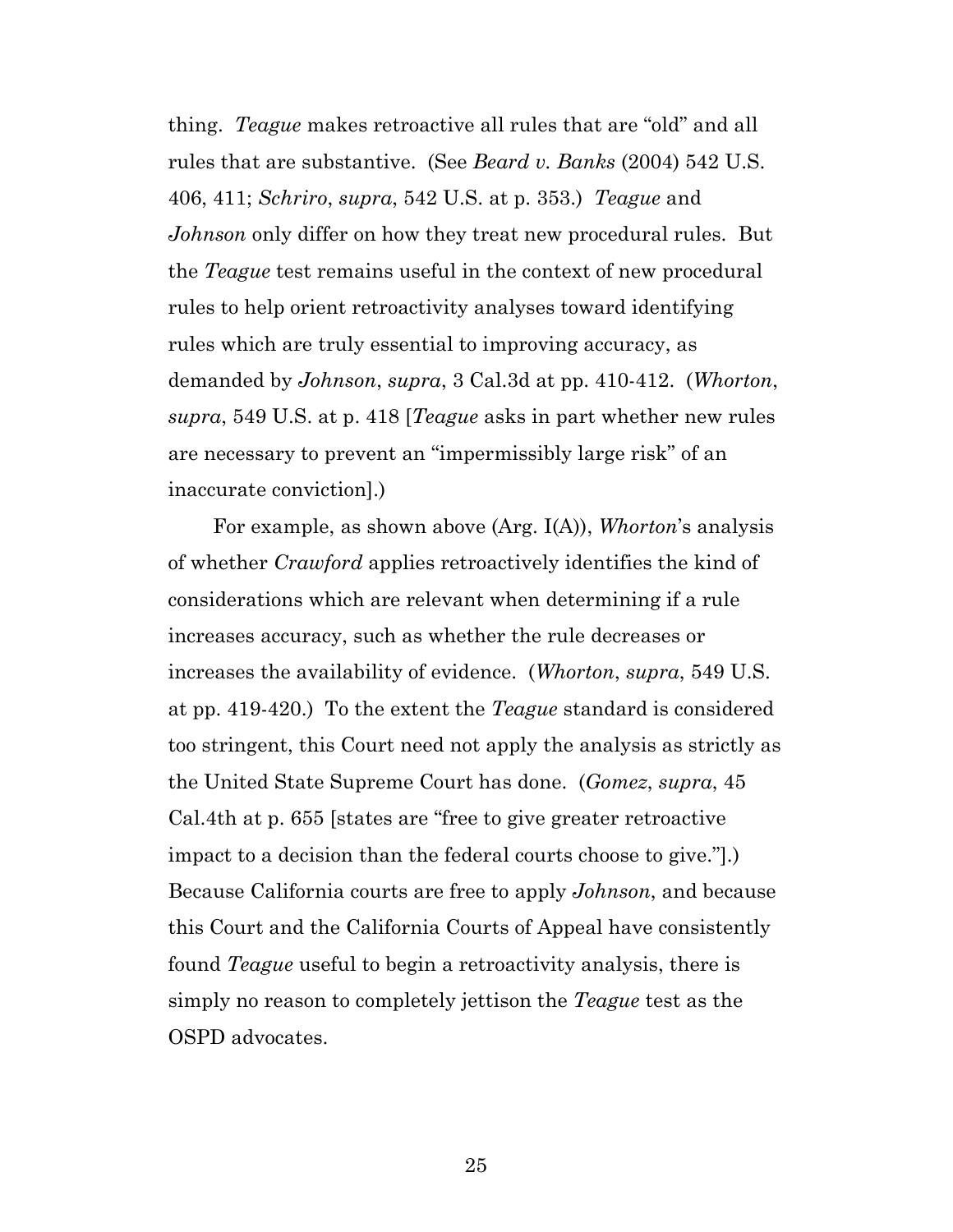thing. *Teague* makes retroactive all rules that are "old" and all rules that are substantive. (See *Beard v. Banks* (2004) 542 U.S. 406, 411; *Schriro*, *supra*, 542 U.S. at p. 353.) *Teague* and *Johnson* only differ on how they treat new procedural rules. But the *Teague* test remains useful in the context of new procedural rules to help orient retroactivity analyses toward identifying rules which are truly essential to improving accuracy, as demanded by *Johnson*, *supra*, 3 Cal.3d at pp. 410-412. (*Whorton*, *supra*, 549 U.S. at p. 418 [*Teague* asks in part whether new rules are necessary to prevent an "impermissibly large risk" of an inaccurate conviction].)

For example, as shown above (Arg. I(A)), *Whorton*'s analysis of whether *Crawford* applies retroactively identifies the kind of considerations which are relevant when determining if a rule increases accuracy, such as whether the rule decreases or increases the availability of evidence. (*Whorton*, *supra*, 549 U.S. at pp. 419-420.) To the extent the *Teague* standard is considered too stringent, this Court need not apply the analysis as strictly as the United State Supreme Court has done. (*Gomez*, *supra*, 45 Cal.4th at p. 655 [states are "free to give greater retroactive impact to a decision than the federal courts choose to give."].) Because California courts are free to apply *Johnson*, and because this Court and the California Courts of Appeal have consistently found *Teague* useful to begin a retroactivity analysis, there is simply no reason to completely jettison the *Teague* test as the OSPD advocates.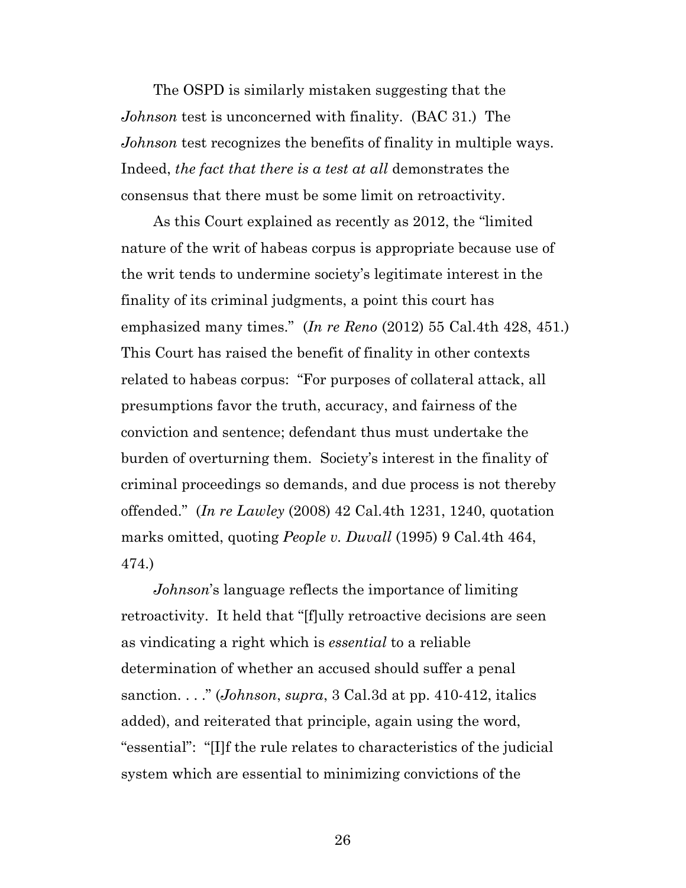The OSPD is similarly mistaken suggesting that the *Johnson* test is unconcerned with finality. (BAC 31.) The *Johnson* test recognizes the benefits of finality in multiple ways. Indeed, *the fact that there is a test at all* demonstrates the consensus that there must be some limit on retroactivity.

As this Court explained as recently as 2012, the "limited nature of the writ of habeas corpus is appropriate because use of the writ tends to undermine society's legitimate interest in the finality of its criminal judgments, a point this court has emphasized many times." (*In re Reno* (2012) 55 Cal.4th 428, 451.) This Court has raised the benefit of finality in other contexts related to habeas corpus: "For purposes of collateral attack, all presumptions favor the truth, accuracy, and fairness of the conviction and sentence; defendant thus must undertake the burden of overturning them. Society's interest in the finality of criminal proceedings so demands, and due process is not thereby offended." (*In re Lawley* (2008) 42 Cal.4th 1231, 1240, quotation marks omitted, quoting *People v. Duvall* (1995) 9 Cal.4th 464, 474.)

*Johnson*'s language reflects the importance of limiting retroactivity. It held that "[f]ully retroactive decisions are seen as vindicating a right which is *essential* to a reliable determination of whether an accused should suffer a penal sanction. . . ." (*Johnson*, *supra*, 3 Cal.3d at pp. 410-412, italics added), and reiterated that principle, again using the word, "essential": "[I]f the rule relates to characteristics of the judicial system which are essential to minimizing convictions of the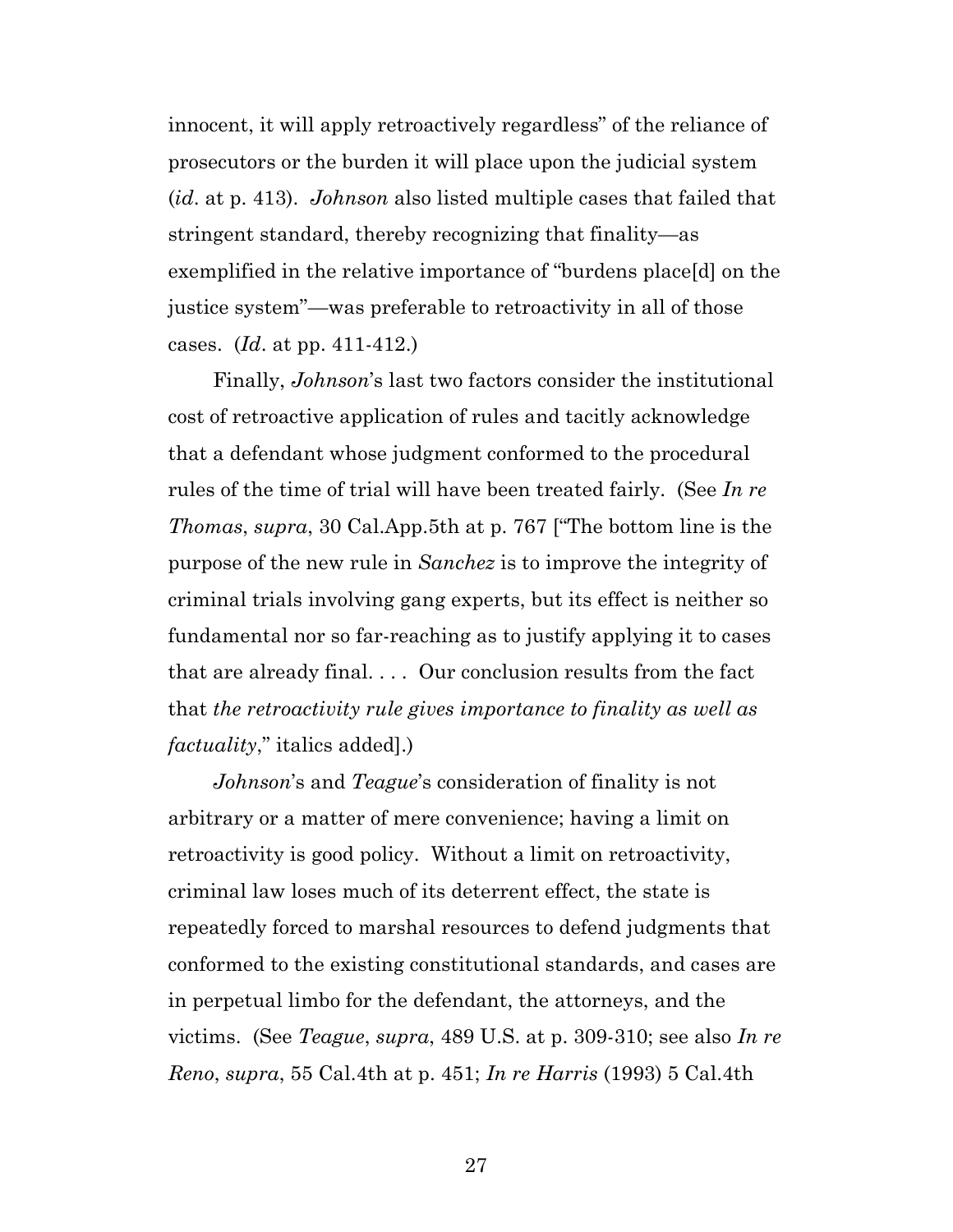innocent, it will apply retroactively regardless" of the reliance of prosecutors or the burden it will place upon the judicial system (*id*. at p. 413). *Johnson* also listed multiple cases that failed that stringent standard, thereby recognizing that finality—as exemplified in the relative importance of "burdens place[d] on the justice system"—was preferable to retroactivity in all of those cases. (*Id*. at pp. 411-412.)

Finally, *Johnson*'s last two factors consider the institutional cost of retroactive application of rules and tacitly acknowledge that a defendant whose judgment conformed to the procedural rules of the time of trial will have been treated fairly. (See *In re Thomas*, *supra*, 30 Cal.App.5th at p. 767 ["The bottom line is the purpose of the new rule in *Sanchez* is to improve the integrity of criminal trials involving gang experts, but its effect is neither so fundamental nor so far-reaching as to justify applying it to cases that are already final. . . . Our conclusion results from the fact that *the retroactivity rule gives importance to finality as well as factuality*," italics added].)

*Johnson*'s and *Teague*'s consideration of finality is not arbitrary or a matter of mere convenience; having a limit on retroactivity is good policy. Without a limit on retroactivity, criminal law loses much of its deterrent effect, the state is repeatedly forced to marshal resources to defend judgments that conformed to the existing constitutional standards, and cases are in perpetual limbo for the defendant, the attorneys, and the victims. (See *Teague*, *supra*, 489 U.S. at p. 309-310; see also *In re Reno*, *supra*, 55 Cal.4th at p. 451; *In re Harris* (1993) 5 Cal.4th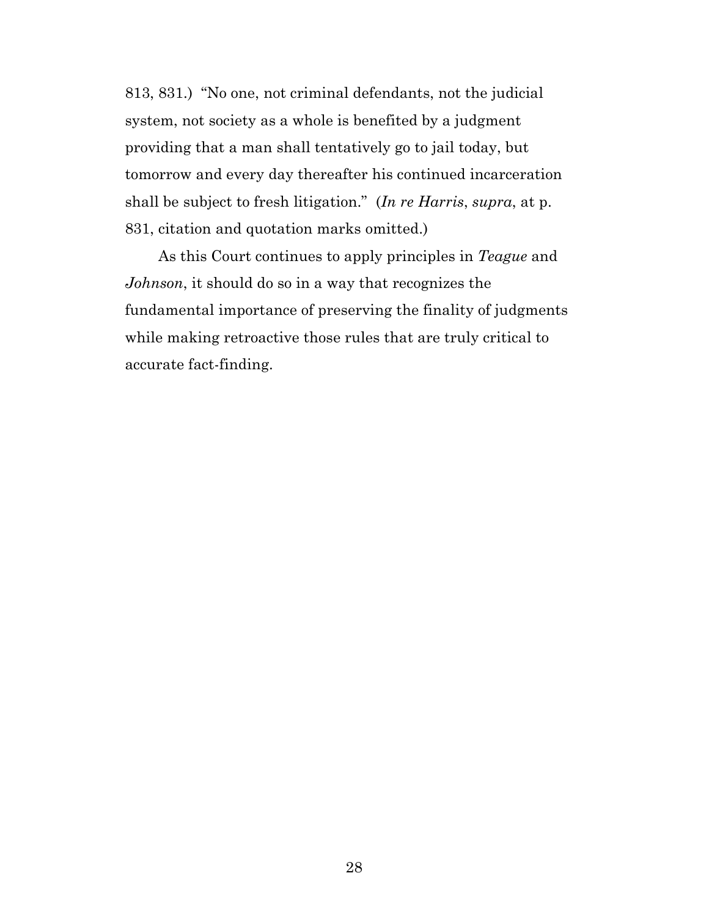813, 831.) “No one, not criminal defendants, not the judicial system, not society as a whole is benefited by a judgment providing that a man shall tentatively go to jail today, but tomorrow and every day thereafter his continued incarceration shall be subject to fresh litigation.” (*In re Harris*, *supra*, at p. 831, citation and quotation marks omitted.)

As this Court continues to apply principles in *Teague* and *Johnson*, it should do so in a way that recognizes the fundamental importance of preserving the finality of judgments while making retroactive those rules that are truly critical to accurate fact-finding.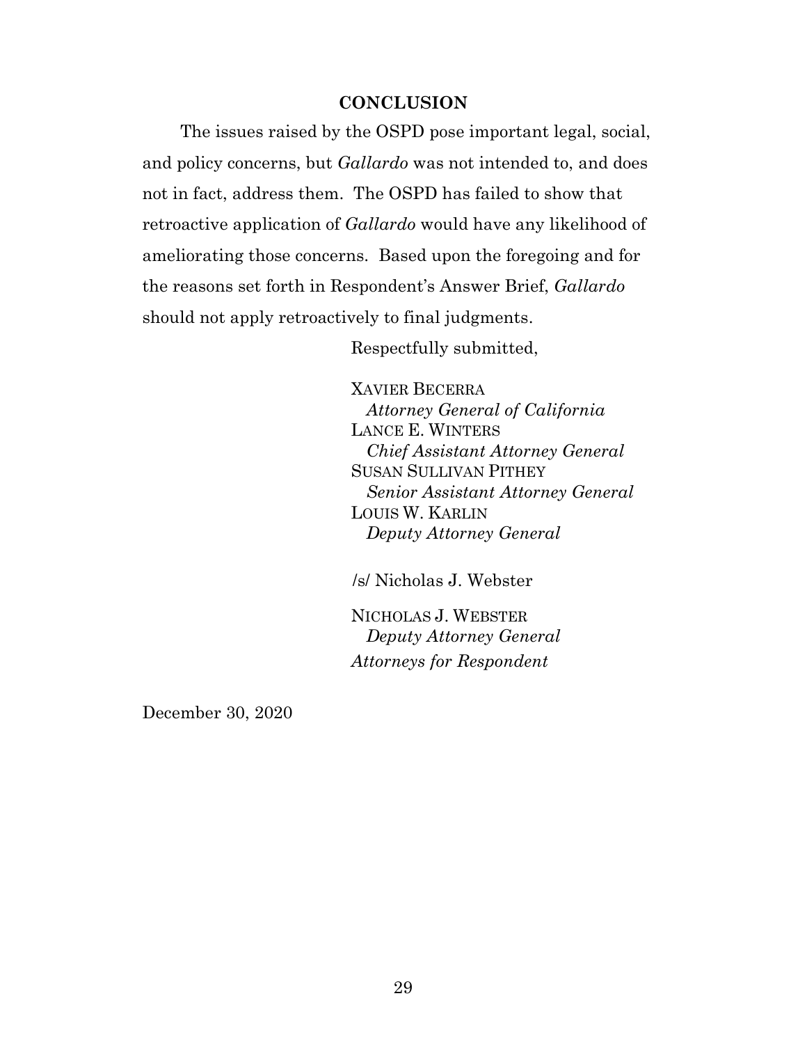## CONCLUSION

The issues raised by the OSPD pose important legal, social, and policy concerns, but *Gallardo* was not intended to, and does not in fact, address them. The OSPD has failed to show that retroactive application of *Gallardo* would have any likelihood of ameliorating those concerns. Based upon the foregoing and for the reasons set forth in Respondent's Answer Brief, *Gallardo* should not apply retroactively to final judgments.

Respectfully submitted,

XAVIER BECERRA
*Attorney General of California*
LANCE E. WINTERS
*Chief Assistant Attorney General*
SUSAN SULLIVAN PITHEY
*Senior Assistant Attorney General*
LOUIS W. KARLIN
*Deputy Attorney General*

/s/ Nicholas J. Webster

NICHOLAS J. WEBSTER
*Deputy Attorney General*
*Attorneys for Respondent*

December 30, 2020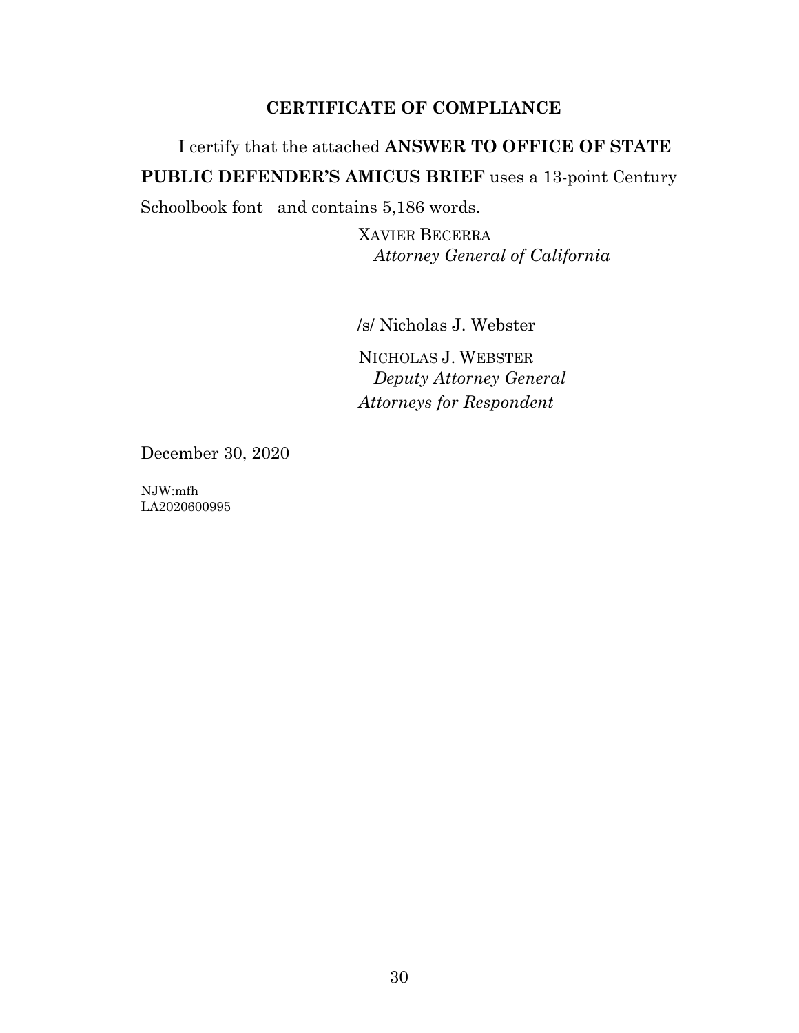## CERTIFICATE OF COMPLIANCE

I certify that the attached **ANSWER TO OFFICE OF STATE PUBLIC DEFENDER'S AMICUS BRIEF** uses a 13-point Century Schoolbook font and contains 5,186 words.

XAVIER BECERRA
*Attorney General of California*

/s/ Nicholas J. Webster

NICHOLAS J. WEBSTER
*Deputy Attorney General*
*Attorneys for Respondent*

December 30, 2020

NJW:mfh
LA2020600995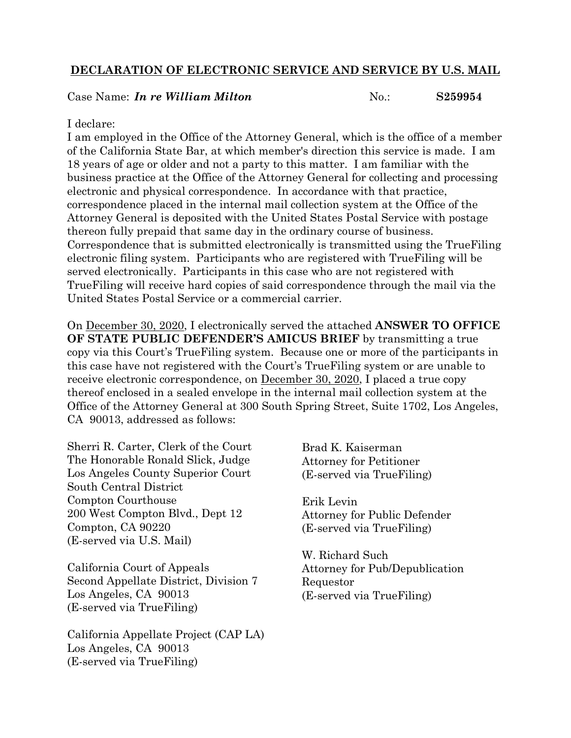**DECLARATION OF ELECTRONIC SERVICE AND SERVICE BY U.S. MAIL**

Case Name: ***In re William Milton*** No.: **S259954**

I declare:

I am employed in the Office of the Attorney General, which is the office of a member of the California State Bar, at which member's direction this service is made. I am 18 years of age or older and not a party to this matter. I am familiar with the business practice at the Office of the Attorney General for collecting and processing electronic and physical correspondence. In accordance with that practice, correspondence placed in the internal mail collection system at the Office of the Attorney General is deposited with the United States Postal Service with postage thereon fully prepaid that same day in the ordinary course of business. Correspondence that is submitted electronically is transmitted using the TrueFiling electronic filing system. Participants who are registered with TrueFiling will be served electronically. Participants in this case who are not registered with TrueFiling will receive hard copies of said correspondence through the mail via the United States Postal Service or a commercial carrier.

On December 30, 2020, I electronically served the attached **ANSWER TO OFFICE OF STATE PUBLIC DEFENDER'S AMICUS BRIEF** by transmitting a true copy via this Court's TrueFiling system. Because one or more of the participants in this case have not registered with the Court's TrueFiling system or are unable to receive electronic correspondence, on December 30, 2020, I placed a true copy thereof enclosed in a sealed envelope in the internal mail collection system at the Office of the Attorney General at 300 South Spring Street, Suite 1702, Los Angeles, CA 90013, addressed as follows:

Sherri R. Carter, Clerk of the Court
The Honorable Ronald Slick, Judge
Los Angeles County Superior Court
South Central District
Compton Courthouse
200 West Compton Blvd., Dept 12
Compton, CA 90220
(E-served via U.S. Mail)

California Court of Appeals
Second Appellate District, Division 7
Los Angeles, CA 90013
(E-served via TrueFiling)

California Appellate Project (CAP LA)
Los Angeles, CA 90013
(E-served via TrueFiling)

Brad K. Kaiserman
Attorney for Petitioner
(E-served via TrueFiling)

Erik Levin
Attorney for Public Defender
(E-served via TrueFiling)

W. Richard Such
Attorney for Pub/Depublication Requestor
(E-served via TrueFiling)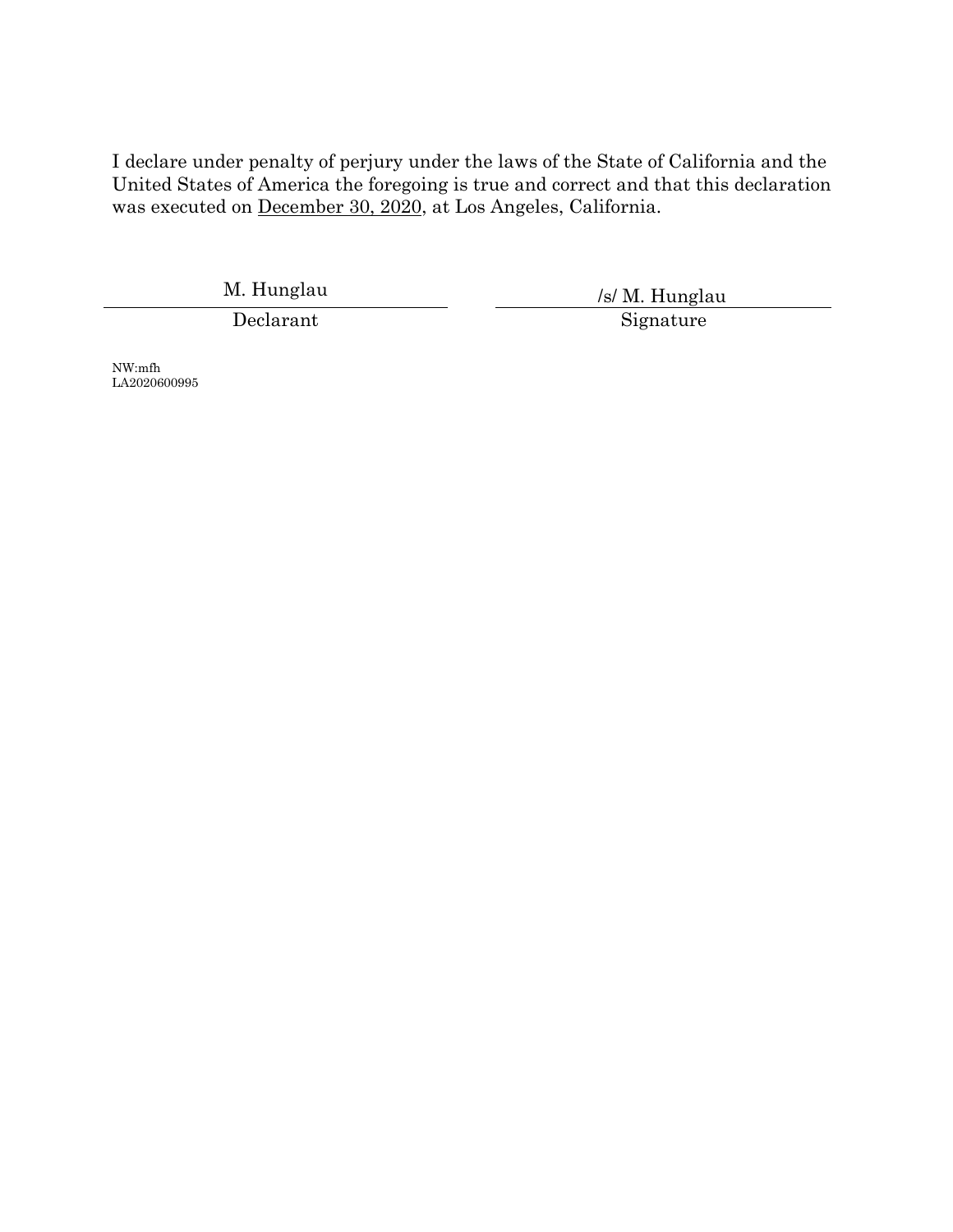I declare under penalty of perjury under the laws of the State of California and the United States of America the foregoing is true and correct and that this declaration was executed on December 30, 2020, at Los Angeles, California.

| M. Hunglau | /s/ M. Hunglau |
| --- | --- |
| Declarant | Signature |

NW:mfh
LA2020600995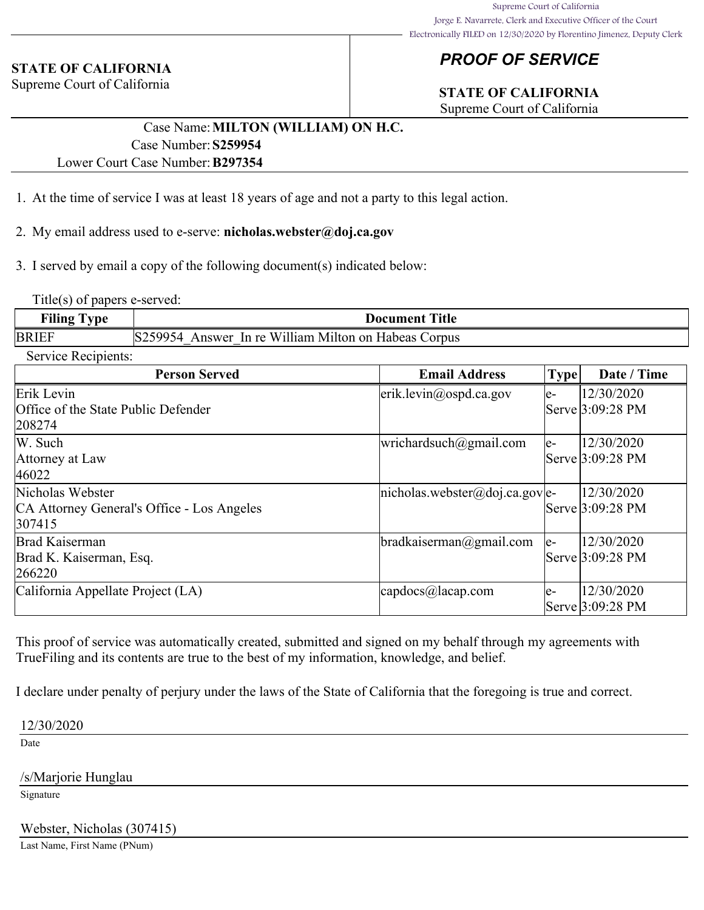Supreme Court of California
Jorge E. Navarrete, Clerk and Executive Officer of the Court
Electronically FILED on 12/30/2020 by Florentino Jimenez, Deputy Clerk

**STATE OF CALIFORNIA**
Supreme Court of California

## *PROOF OF SERVICE*

**STATE OF CALIFORNIA**
Supreme Court of California

Case Name: **MILTON (WILLIAM) ON H.C.**
Case Number: **S259954**
Lower Court Case Number: **B297354**

1. At the time of service I was at least 18 years of age and not a party to this legal action.

2. My email address used to e-serve: **nicholas.webster@doj.ca.gov**

3. I served by email a copy of the following document(s) indicated below:

Title(s) of papers e-served:

| Filing Type | Document Title |
|---|---|
| BRIEF | S259954_Answer_In re William Milton on Habeas Corpus |

Service Recipients:

| Person Served | Email Address | Type | Date / Time |
|---|---|---|---|
| Erik Levin<br>Office of the State Public Defender<br>208274 | erik.levin@ospd.ca.gov | e-Serve | 12/30/2020 3:09:28 PM |
| W. Such<br>Attorney at Law<br>46022 | wrichardsuch@gmail.com | e-Serve | 12/30/2020 3:09:28 PM |
| Nicholas Webster<br>CA Attorney General's Office - Los Angeles<br>307415 | nicholas.webster@doj.ca.gov | e-Serve | 12/30/2020 3:09:28 PM |
| Brad Kaiserman<br>Brad K. Kaiserman, Esq.<br>266220 | bradkaiserman@gmail.com | e-Serve | 12/30/2020 3:09:28 PM |
| California Appellate Project (LA) | capdocs@lacap.com | e-Serve | 12/30/2020 3:09:28 PM |

This proof of service was automatically created, submitted and signed on my behalf through my agreements with TrueFiling and its contents are true to the best of my information, knowledge, and belief.

I declare under penalty of perjury under the laws of the State of California that the foregoing is true and correct.

12/30/2020
Date

/s/Marjorie Hunglau
Signature

Webster, Nicholas (307415)
Last Name, First Name (PNum)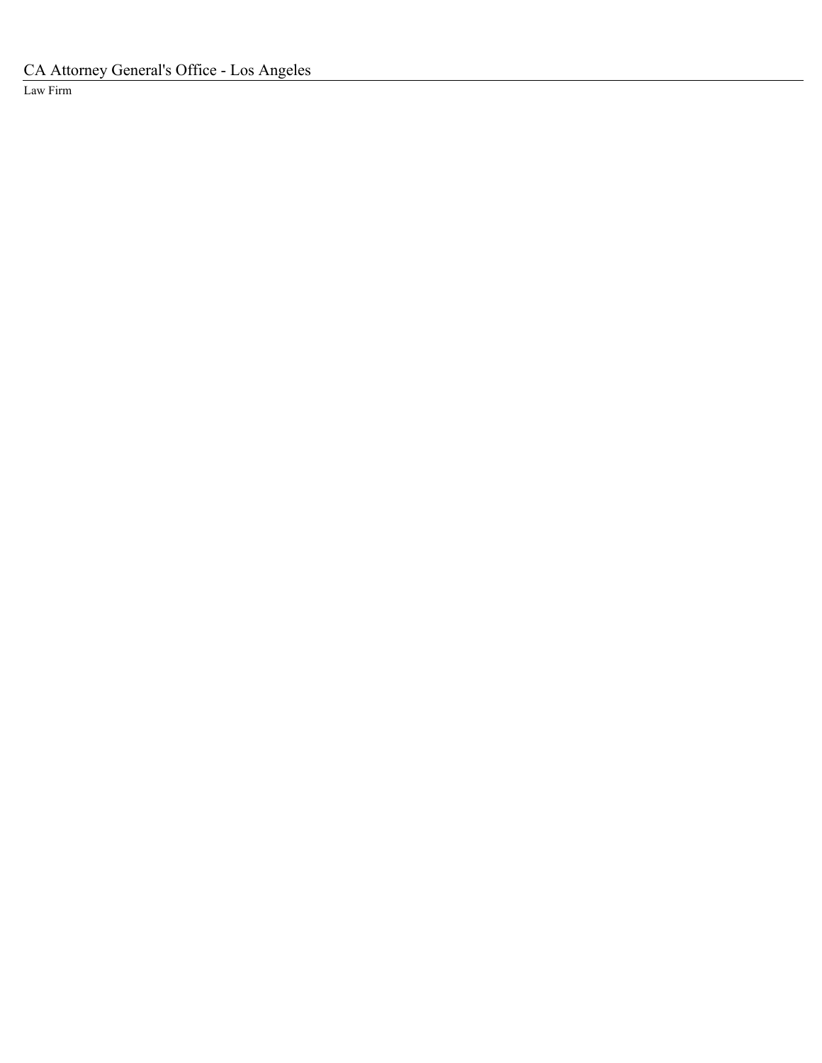CA Attorney General's Office - Los Angeles

Law Firm